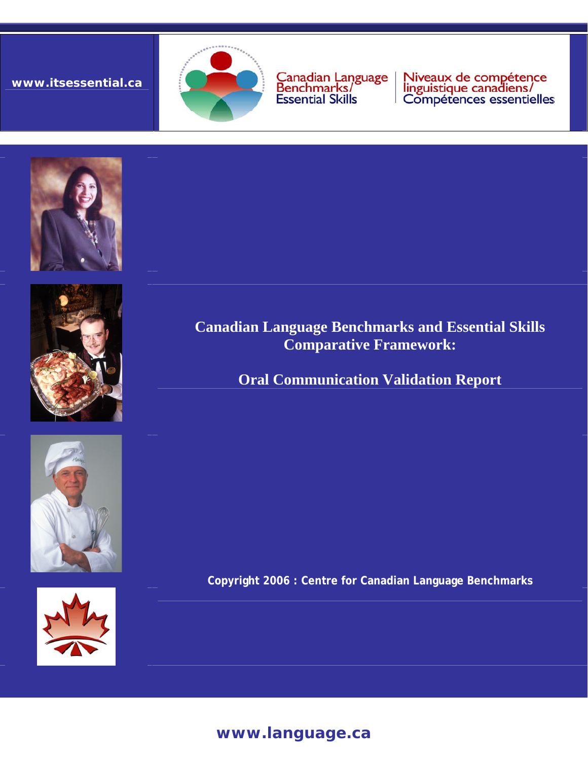www.itsessential.ca

Canadian Language Benchmarks/ Essential Skills

Niveaux de compétence linguistique canadiens/ Compétences essentielles

# Canadian Language Benchmarks and Essential Skills Comparative Framework:

## Oral Communication Validation Report

**Copyright 2006 : Centre for Canadian Language Benchmarks**

**www.language.ca**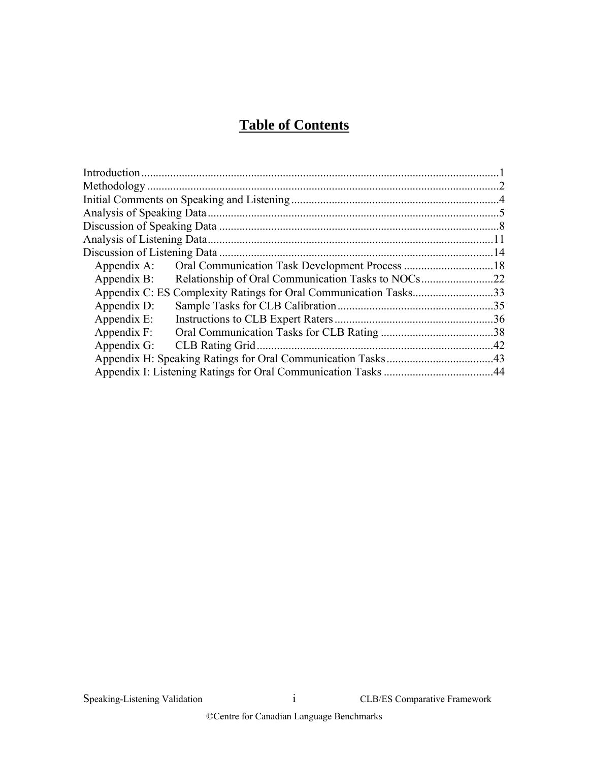# Table of Contents

Introduction ........................................................................................................................1
Methodology .......................................................................................................................2
Initial Comments on Speaking and Listening .....................................................................4
Analysis of Speaking Data ..................................................................................................5
Discussion of Speaking Data ..............................................................................................8
Analysis of Listening Data.................................................................................................11
Discussion of Listening Data ............................................................................................14
- Appendix A: Oral Communication Task Development Process ...............................18
- Appendix B: Relationship of Oral Communication Tasks to NOCs.........................22
- Appendix C: ES Complexity Ratings for Oral Communication Tasks............................33
- Appendix D: Sample Tasks for CLB Calibration......................................................35
- Appendix E: Instructions to CLB Expert Raters.......................................................36
- Appendix F: Oral Communication Tasks for CLB Rating .......................................38
- Appendix G: CLB Rating Grid..................................................................................42
- Appendix H: Speaking Ratings for Oral Communication Tasks.....................................43
- Appendix I: Listening Ratings for Oral Communication Tasks ......................................44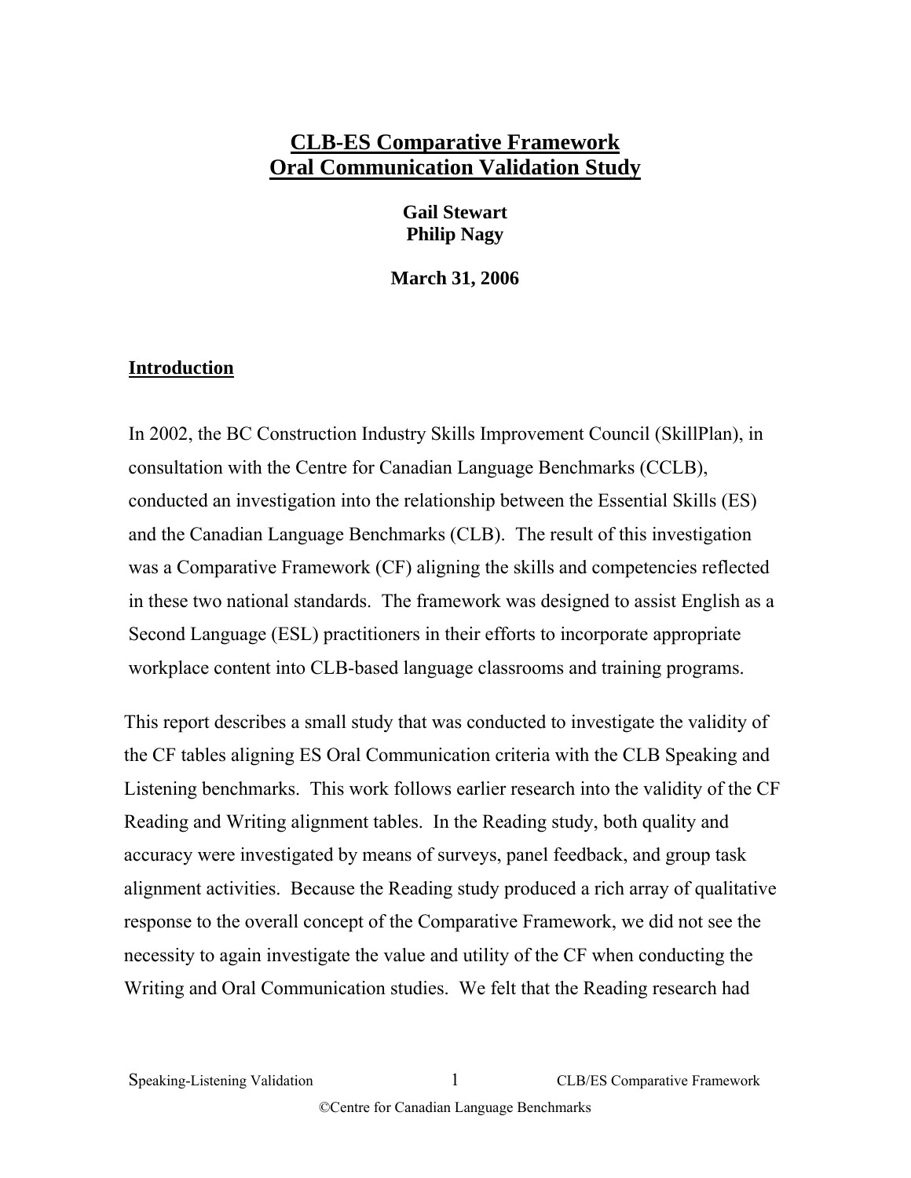# CLB-ES Comparative Framework
# Oral Communication Validation Study

**Gail Stewart**
**Philip Nagy**

**March 31, 2006**

## Introduction

In 2002, the BC Construction Industry Skills Improvement Council (SkillPlan), in consultation with the Centre for Canadian Language Benchmarks (CCLB), conducted an investigation into the relationship between the Essential Skills (ES) and the Canadian Language Benchmarks (CLB). The result of this investigation was a Comparative Framework (CF) aligning the skills and competencies reflected in these two national standards. The framework was designed to assist English as a Second Language (ESL) practitioners in their efforts to incorporate appropriate workplace content into CLB-based language classrooms and training programs.

This report describes a small study that was conducted to investigate the validity of the CF tables aligning ES Oral Communication criteria with the CLB Speaking and Listening benchmarks. This work follows earlier research into the validity of the CF Reading and Writing alignment tables. In the Reading study, both quality and accuracy were investigated by means of surveys, panel feedback, and group task alignment activities. Because the Reading study produced a rich array of qualitative response to the overall concept of the Comparative Framework, we did not see the necessity to again investigate the value and utility of the CF when conducting the Writing and Oral Communication studies. We felt that the Reading research had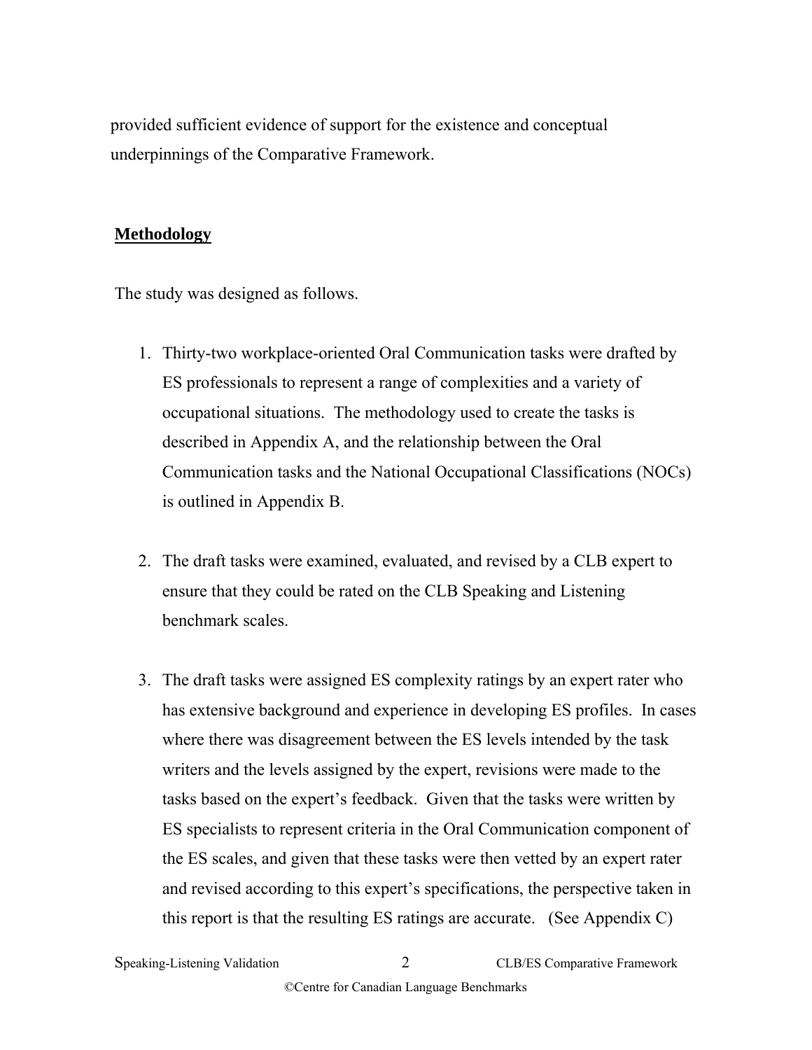provided sufficient evidence of support for the existence and conceptual underpinnings of the Comparative Framework.

## **Methodology**

The study was designed as follows.

1. Thirty-two workplace-oriented Oral Communication tasks were drafted by ES professionals to represent a range of complexities and a variety of occupational situations. The methodology used to create the tasks is described in Appendix A, and the relationship between the Oral Communication tasks and the National Occupational Classifications (NOCs) is outlined in Appendix B.

2. The draft tasks were examined, evaluated, and revised by a CLB expert to ensure that they could be rated on the CLB Speaking and Listening benchmark scales.

3. The draft tasks were assigned ES complexity ratings by an expert rater who has extensive background and experience in developing ES profiles. In cases where there was disagreement between the ES levels intended by the task writers and the levels assigned by the expert, revisions were made to the tasks based on the expert's feedback. Given that the tasks were written by ES specialists to represent criteria in the Oral Communication component of the ES scales, and given that these tasks were then vetted by an expert rater and revised according to this expert's specifications, the perspective taken in this report is that the resulting ES ratings are accurate. (See Appendix C)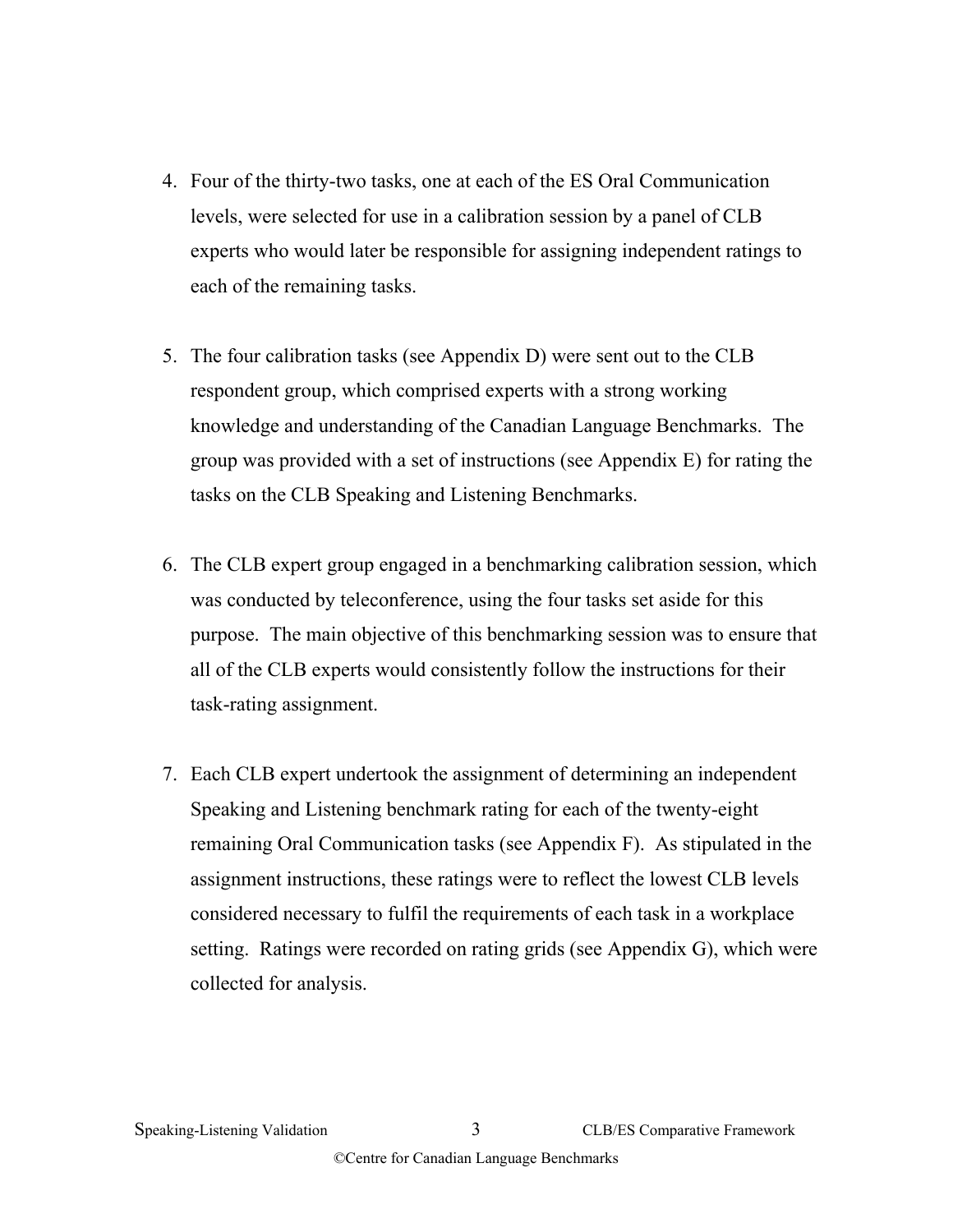4. Four of the thirty-two tasks, one at each of the ES Oral Communication levels, were selected for use in a calibration session by a panel of CLB experts who would later be responsible for assigning independent ratings to each of the remaining tasks.

5. The four calibration tasks (see Appendix D) were sent out to the CLB respondent group, which comprised experts with a strong working knowledge and understanding of the Canadian Language Benchmarks. The group was provided with a set of instructions (see Appendix E) for rating the tasks on the CLB Speaking and Listening Benchmarks.

6. The CLB expert group engaged in a benchmarking calibration session, which was conducted by teleconference, using the four tasks set aside for this purpose. The main objective of this benchmarking session was to ensure that all of the CLB experts would consistently follow the instructions for their task-rating assignment.

7. Each CLB expert undertook the assignment of determining an independent Speaking and Listening benchmark rating for each of the twenty-eight remaining Oral Communication tasks (see Appendix F). As stipulated in the assignment instructions, these ratings were to reflect the lowest CLB levels considered necessary to fulfil the requirements of each task in a workplace setting. Ratings were recorded on rating grids (see Appendix G), which were collected for analysis.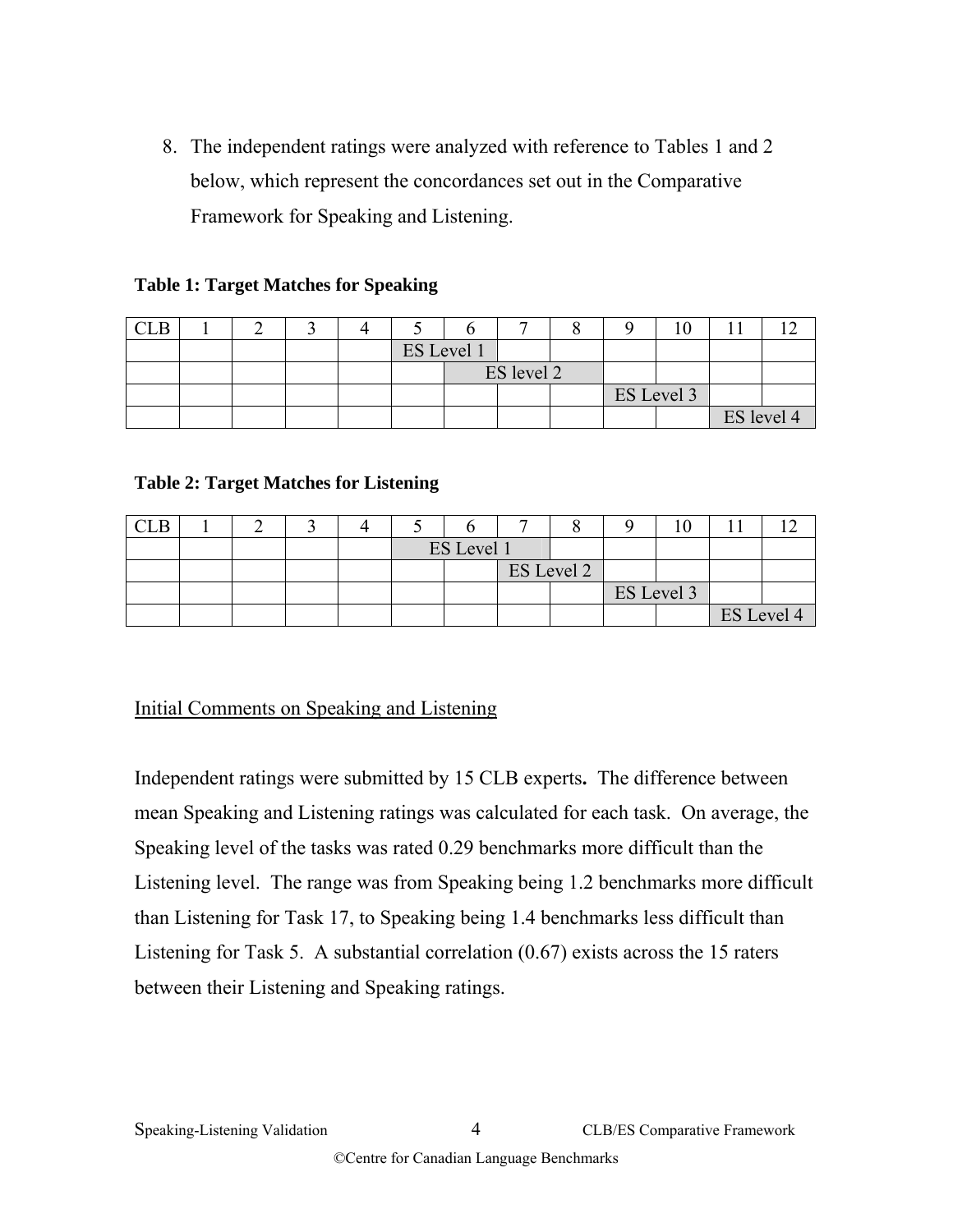8. The independent ratings were analyzed with reference to Tables 1 and 2 below, which represent the concordances set out in the Comparative Framework for Speaking and Listening.

**Table 1: Target Matches for Speaking**

| CLB | 1 | 2 | 3 | 4 | 5 | 6 | 7 | 8 | 9 | 10 | 11 | 12 |
|---|---|---|---|---|---|---|---|---|---|---|---|---|
| | | | | | ES Level 1 | | | | | | | |
| | | | | | | ES level 2 | | | | | | |
| | | | | | | | | | ES Level 3 | | | |
| | | | | | | | | | | | ES level 4 | |

**Table 2: Target Matches for Listening**

| CLB | 1 | 2 | 3 | 4 | 5 | 6 | 7 | 8 | 9 | 10 | 11 | 12 |
|---|---|---|---|---|---|---|---|---|---|---|---|---|
| | | | | | ES Level 1 | | | | | | | |
| | | | | | | | ES Level 2 | | | | | |
| | | | | | | | | | ES Level 3 | | | |
| | | | | | | | | | | | ES Level 4 | |

## Initial Comments on Speaking and Listening

Independent ratings were submitted by 15 CLB experts**.** The difference between mean Speaking and Listening ratings was calculated for each task. On average, the Speaking level of the tasks was rated 0.29 benchmarks more difficult than the Listening level. The range was from Speaking being 1.2 benchmarks more difficult than Listening for Task 17, to Speaking being 1.4 benchmarks less difficult than Listening for Task 5. A substantial correlation (0.67) exists across the 15 raters between their Listening and Speaking ratings.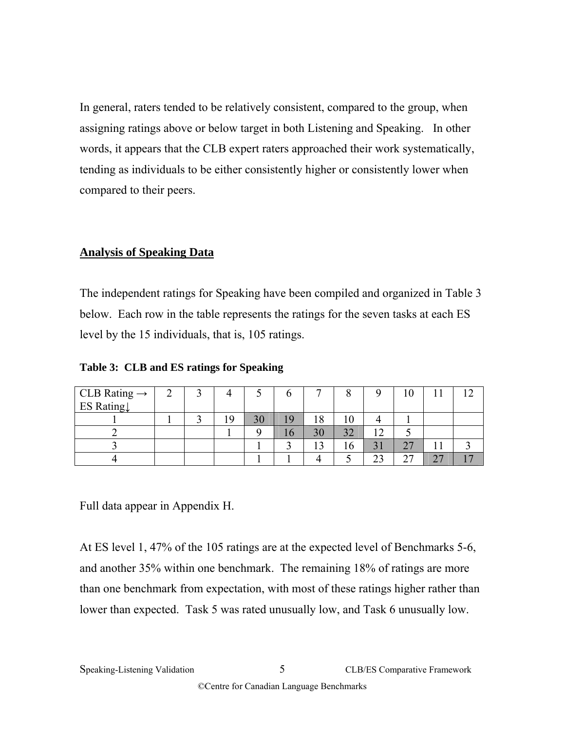In general, raters tended to be relatively consistent, compared to the group, when assigning ratings above or below target in both Listening and Speaking.   In other words, it appears that the CLB expert raters approached their work systematically, tending as individuals to be either consistently higher or consistently lower when compared to their peers.

## Analysis of Speaking Data

The independent ratings for Speaking have been compiled and organized in Table 3 below.  Each row in the table represents the ratings for the seven tasks at each ES level by the 15 individuals, that is, 105 ratings.

**Table 3:  CLB and ES ratings for Speaking**

| CLB Rating → ES Rating↓ | 2 | 3 | 4 | 5 | 6 | 7 | 8 | 9 | 10 | 11 | 12 |
|---|---|---|---|---|---|---|---|---|---|---|---|
| 1 | 1 | 3 | 19 | 30 | 19 | 18 | 10 | 4 | 1 | | |
| 2 | | | 1 | 9 | 16 | 30 | 32 | 12 | 5 | | |
| 3 | | | | 1 | 3 | 13 | 16 | 31 | 27 | 11 | 3 |
| 4 | | | | 1 | 1 | 4 | 5 | 23 | 27 | 27 | 17 |

Full data appear in Appendix H.

At ES level 1, 47% of the 105 ratings are at the expected level of Benchmarks 5-6, and another 35% within one benchmark.  The remaining 18% of ratings are more than one benchmark from expectation, with most of these ratings higher rather than lower than expected.  Task 5 was rated unusually low, and Task 6 unusually low.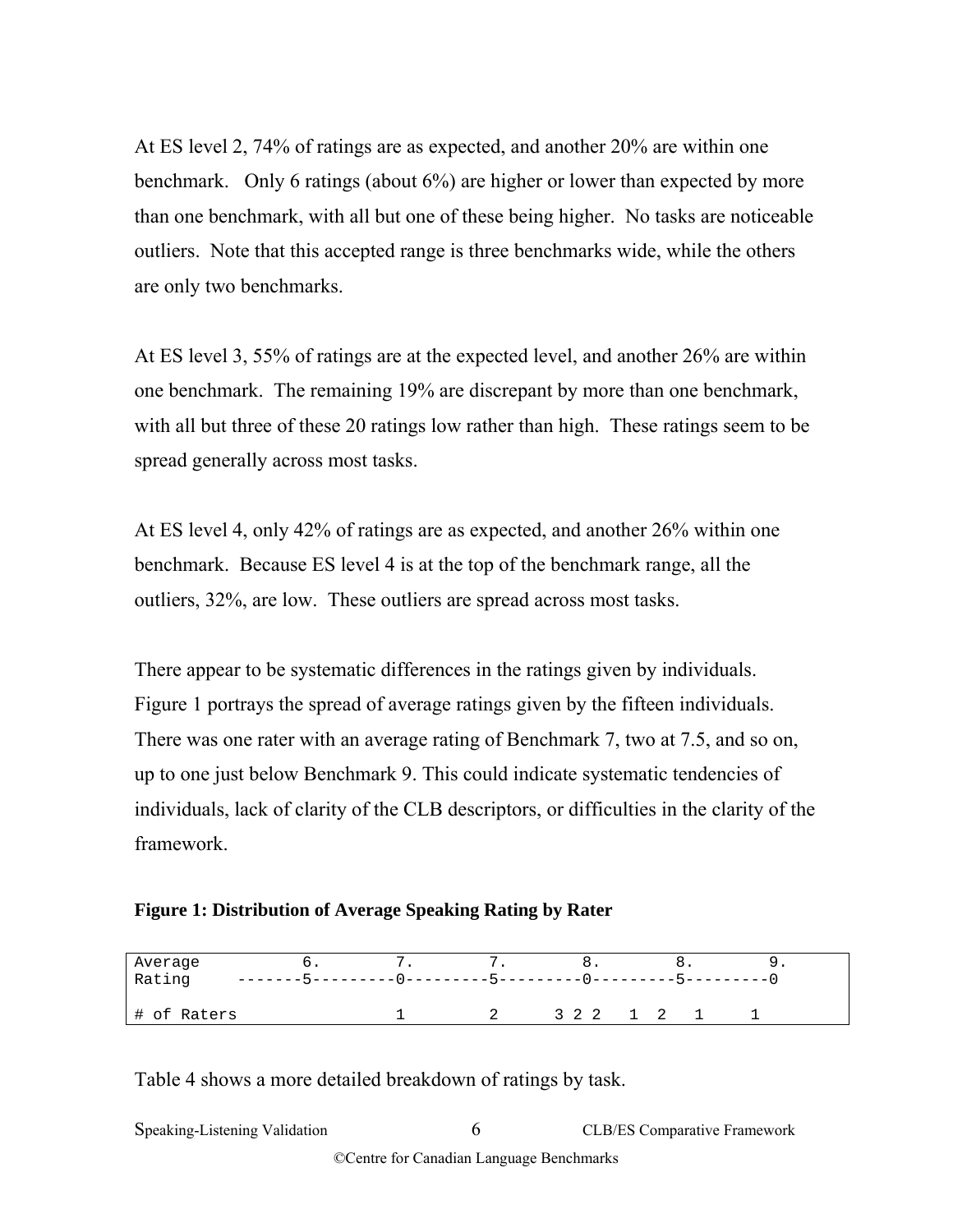At ES level 2, 74% of ratings are as expected, and another 20% are within one benchmark. Only 6 ratings (about 6%) are higher or lower than expected by more than one benchmark, with all but one of these being higher. No tasks are noticeable outliers. Note that this accepted range is three benchmarks wide, while the others are only two benchmarks.

At ES level 3, 55% of ratings are at the expected level, and another 26% are within one benchmark. The remaining 19% are discrepant by more than one benchmark, with all but three of these 20 ratings low rather than high. These ratings seem to be spread generally across most tasks.

At ES level 4, only 42% of ratings are as expected, and another 26% within one benchmark. Because ES level 4 is at the top of the benchmark range, all the outliers, 32%, are low. These outliers are spread across most tasks.

There appear to be systematic differences in the ratings given by individuals. Figure 1 portrays the spread of average ratings given by the fifteen individuals. There was one rater with an average rating of Benchmark 7, two at 7.5, and so on, up to one just below Benchmark 9. This could indicate systematic tendencies of individuals, lack of clarity of the CLB descriptors, or difficulties in the clarity of the framework.

**Figure 1: Distribution of Average Speaking Rating by Rater**

```
Average           6.        7.        7.        8.        8.        9.
Rating     -------5---------0---------5---------0---------5---------0

# of Raters                 1         2      3 2 2   1  2   1     1
```

Table 4 shows a more detailed breakdown of ratings by task.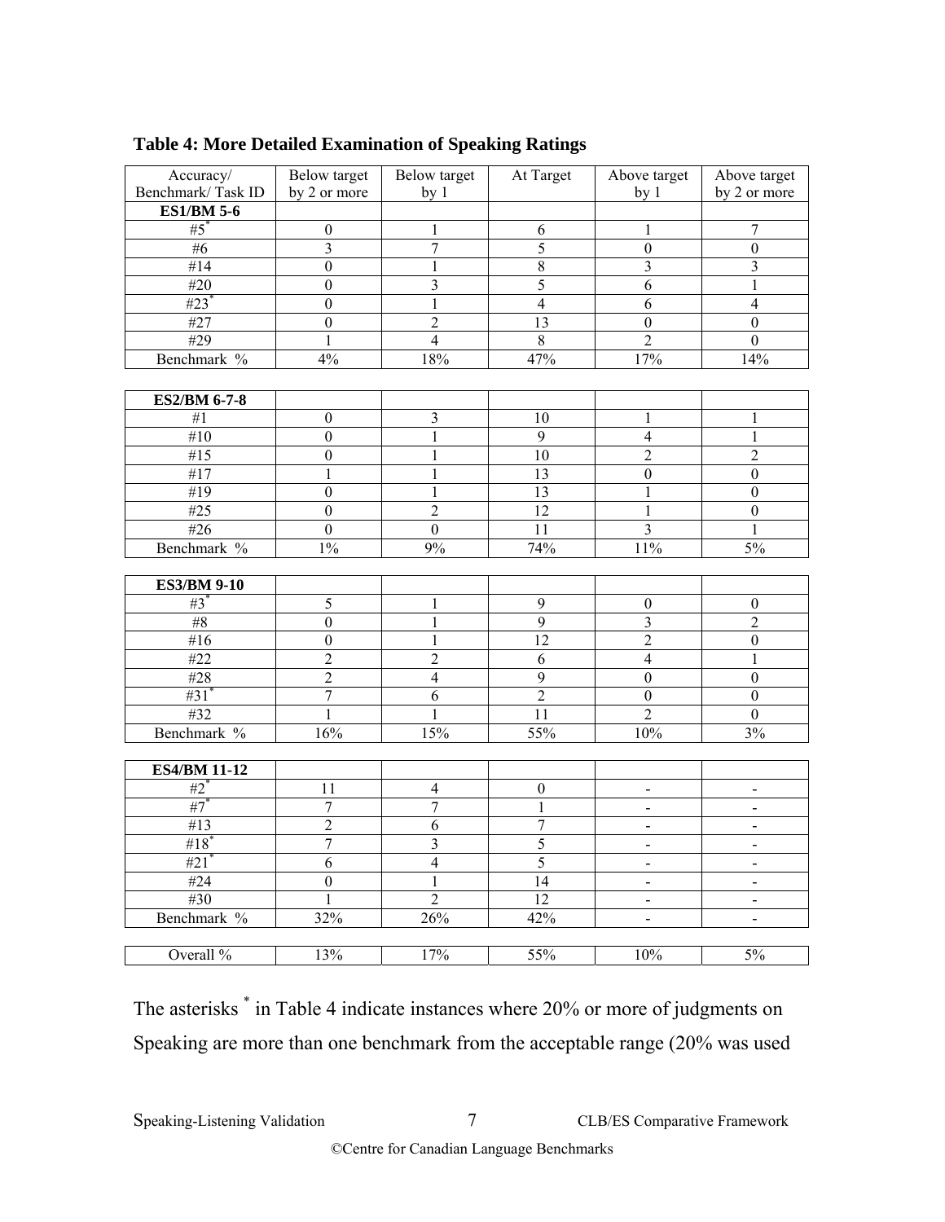**Table 4: More Detailed Examination of Speaking Ratings**

| Accuracy/ Benchmark/ Task ID | Below target by 2 or more | Below target by 1 | At Target | Above target by 1 | Above target by 2 or more |
|---|---|---|---|---|---|
| **ES1/BM 5-6** | | | | | |
| #5* | 0 | 1 | 6 | 1 | 7 |
| #6 | 3 | 7 | 5 | 0 | 0 |
| #14 | 0 | 1 | 8 | 3 | 3 |
| #20 | 0 | 3 | 5 | 6 | 1 |
| #23* | 0 | 1 | 4 | 6 | 4 |
| #27 | 0 | 2 | 13 | 0 | 0 |
| #29 | 1 | 4 | 8 | 2 | 0 |
| Benchmark % | 4% | 18% | 47% | 17% | 14% |
| **ES2/BM 6-7-8** | | | | | |
| #1 | 0 | 3 | 10 | 1 | 1 |
| #10 | 0 | 1 | 9 | 4 | 1 |
| #15 | 0 | 1 | 10 | 2 | 2 |
| #17 | 1 | 1 | 13 | 0 | 0 |
| #19 | 0 | 1 | 13 | 1 | 0 |
| #25 | 0 | 2 | 12 | 1 | 0 |
| #26 | 0 | 0 | 11 | 3 | 1 |
| Benchmark % | 1% | 9% | 74% | 11% | 5% |
| **ES3/BM 9-10** | | | | | |
| #3* | 5 | 1 | 9 | 0 | 0 |
| #8 | 0 | 1 | 9 | 3 | 2 |
| #16 | 0 | 1 | 12 | 2 | 0 |
| #22 | 2 | 2 | 6 | 4 | 1 |
| #28 | 2 | 4 | 9 | 0 | 0 |
| #31* | 7 | 6 | 2 | 0 | 0 |
| #32 | 1 | 1 | 11 | 2 | 0 |
| Benchmark % | 16% | 15% | 55% | 10% | 3% |
| **ES4/BM 11-12** | | | | | |
| #2* | 11 | 4 | 0 | - | - |
| #7* | 7 | 7 | 1 | - | - |
| #13 | 2 | 6 | 7 | - | - |
| #18* | 7 | 3 | 5 | - | - |
| #21* | 6 | 4 | 5 | - | - |
| #24 | 0 | 1 | 14 | - | - |
| #30 | 1 | 2 | 12 | - | - |
| Benchmark % | 32% | 26% | 42% | - | - |
| Overall % | 13% | 17% | 55% | 10% | 5% |

The asterisks * in Table 4 indicate instances where 20% or more of judgments on Speaking are more than one benchmark from the acceptable range (20% was used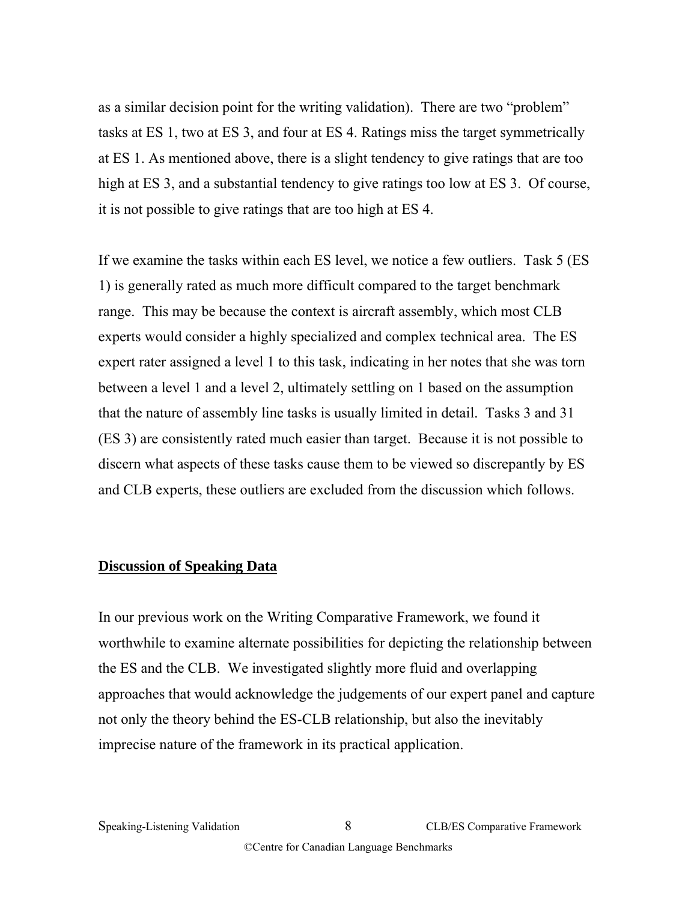as a similar decision point for the writing validation). There are two "problem" tasks at ES 1, two at ES 3, and four at ES 4. Ratings miss the target symmetrically at ES 1. As mentioned above, there is a slight tendency to give ratings that are too high at ES 3, and a substantial tendency to give ratings too low at ES 3. Of course, it is not possible to give ratings that are too high at ES 4.

If we examine the tasks within each ES level, we notice a few outliers. Task 5 (ES 1) is generally rated as much more difficult compared to the target benchmark range. This may be because the context is aircraft assembly, which most CLB experts would consider a highly specialized and complex technical area. The ES expert rater assigned a level 1 to this task, indicating in her notes that she was torn between a level 1 and a level 2, ultimately settling on 1 based on the assumption that the nature of assembly line tasks is usually limited in detail. Tasks 3 and 31 (ES 3) are consistently rated much easier than target. Because it is not possible to discern what aspects of these tasks cause them to be viewed so discrepantly by ES and CLB experts, these outliers are excluded from the discussion which follows.

## Discussion of Speaking Data

In our previous work on the Writing Comparative Framework, we found it worthwhile to examine alternate possibilities for depicting the relationship between the ES and the CLB. We investigated slightly more fluid and overlapping approaches that would acknowledge the judgements of our expert panel and capture not only the theory behind the ES-CLB relationship, but also the inevitably imprecise nature of the framework in its practical application.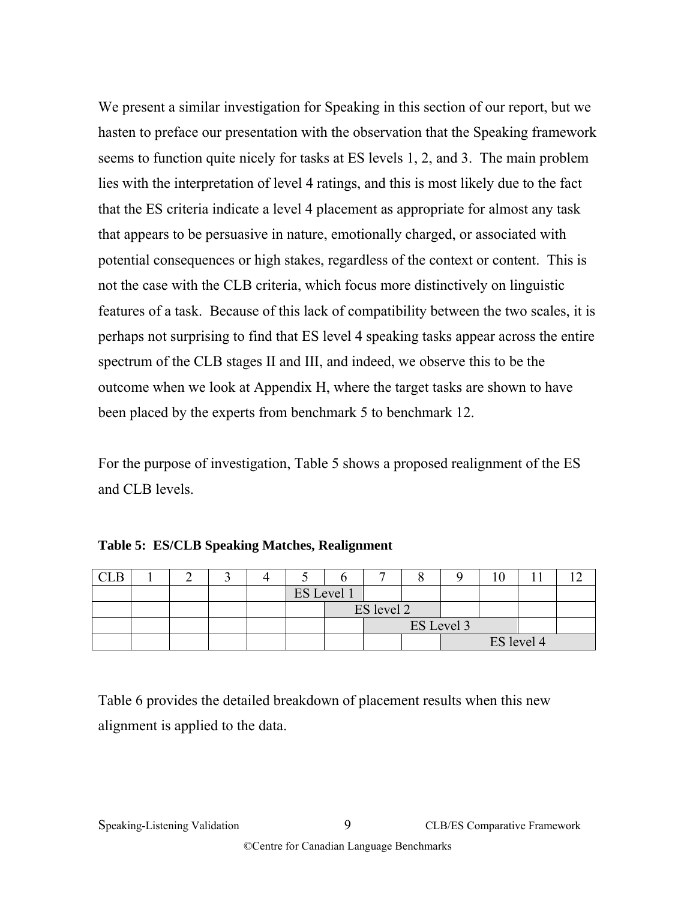We present a similar investigation for Speaking in this section of our report, but we hasten to preface our presentation with the observation that the Speaking framework seems to function quite nicely for tasks at ES levels 1, 2, and 3. The main problem lies with the interpretation of level 4 ratings, and this is most likely due to the fact that the ES criteria indicate a level 4 placement as appropriate for almost any task that appears to be persuasive in nature, emotionally charged, or associated with potential consequences or high stakes, regardless of the context or content. This is not the case with the CLB criteria, which focus more distinctively on linguistic features of a task. Because of this lack of compatibility between the two scales, it is perhaps not surprising to find that ES level 4 speaking tasks appear across the entire spectrum of the CLB stages II and III, and indeed, we observe this to be the outcome when we look at Appendix H, where the target tasks are shown to have been placed by the experts from benchmark 5 to benchmark 12.

For the purpose of investigation, Table 5 shows a proposed realignment of the ES and CLB levels.

**Table 5: ES/CLB Speaking Matches, Realignment**

| CLB | 1 | 2 | 3 | 4 | 5 | 6 | 7 | 8 | 9 | 10 | 11 | 12 |
|---|---|---|---|---|---|---|---|---|---|---|---|---|
| | | | | | ES Level 1 | | | | | | | |
| | | | | | | ES level 2 | | | | | | |
| | | | | | | | ES Level 3 | | | | | |
| | | | | | | | | | ES level 4 | | | |

Table 6 provides the detailed breakdown of placement results when this new alignment is applied to the data.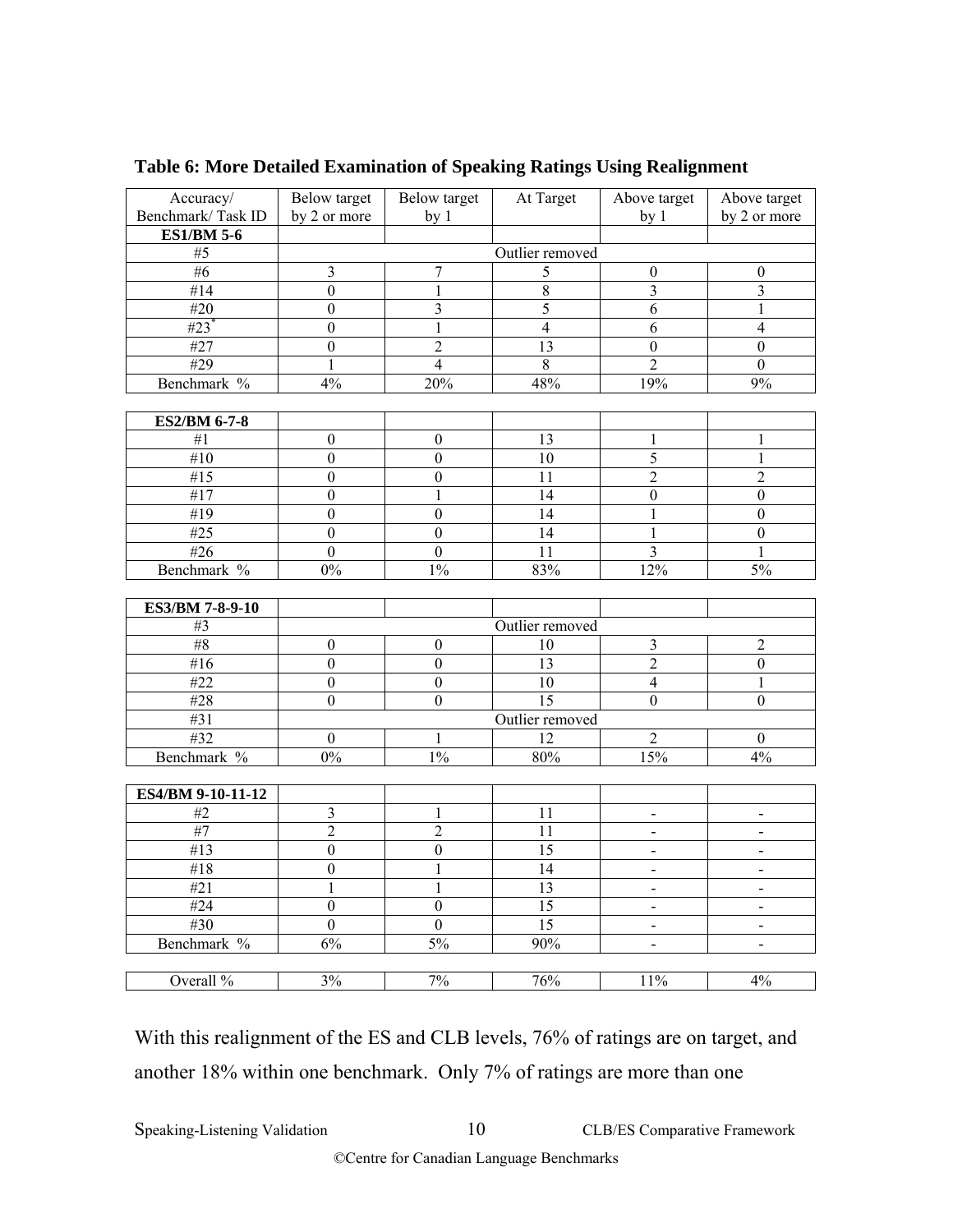**Table 6: More Detailed Examination of Speaking Ratings Using Realignment**

| Accuracy/ Benchmark/ Task ID | Below target by 2 or more | Below target by 1 | At Target | Above target by 1 | Above target by 2 or more |
|---|---|---|---|---|---|
| **ES1/BM 5-6** | | | | | |
| #5 | | | Outlier removed | | |
| #6 | 3 | 7 | 5 | 0 | 0 |
| #14 | 0 | 1 | 8 | 3 | 3 |
| #20 | 0 | 3 | 5 | 6 | 1 |
| #23* | 0 | 1 | 4 | 6 | 4 |
| #27 | 0 | 2 | 13 | 0 | 0 |
| #29 | 1 | 4 | 8 | 2 | 0 |
| Benchmark % | 4% | 20% | 48% | 19% | 9% |
| **ES2/BM 6-7-8** | | | | | |
| #1 | 0 | 0 | 13 | 1 | 1 |
| #10 | 0 | 0 | 10 | 5 | 1 |
| #15 | 0 | 0 | 11 | 2 | 2 |
| #17 | 0 | 1 | 14 | 0 | 0 |
| #19 | 0 | 0 | 14 | 1 | 0 |
| #25 | 0 | 0 | 14 | 1 | 0 |
| #26 | 0 | 0 | 11 | 3 | 1 |
| Benchmark % | 0% | 1% | 83% | 12% | 5% |
| **ES3/BM 7-8-9-10** | | | | | |
| #3 | | | Outlier removed | | |
| #8 | 0 | 0 | 10 | 3 | 2 |
| #16 | 0 | 0 | 13 | 2 | 0 |
| #22 | 0 | 0 | 10 | 4 | 1 |
| #28 | 0 | 0 | 15 | 0 | 0 |
| #31 | | | Outlier removed | | |
| #32 | 0 | 1 | 12 | 2 | 0 |
| Benchmark % | 0% | 1% | 80% | 15% | 4% |
| **ES4/BM 9-10-11-12** | | | | | |
| #2 | 3 | 1 | 11 | - | - |
| #7 | 2 | 2 | 11 | - | - |
| #13 | 0 | 0 | 15 | - | - |
| #18 | 0 | 1 | 14 | - | - |
| #21 | 1 | 1 | 13 | - | - |
| #24 | 0 | 0 | 15 | - | - |
| #30 | 0 | 0 | 15 | - | - |
| Benchmark % | 6% | 5% | 90% | - | - |
| Overall % | 3% | 7% | 76% | 11% | 4% |

With this realignment of the ES and CLB levels, 76% of ratings are on target, and another 18% within one benchmark. Only 7% of ratings are more than one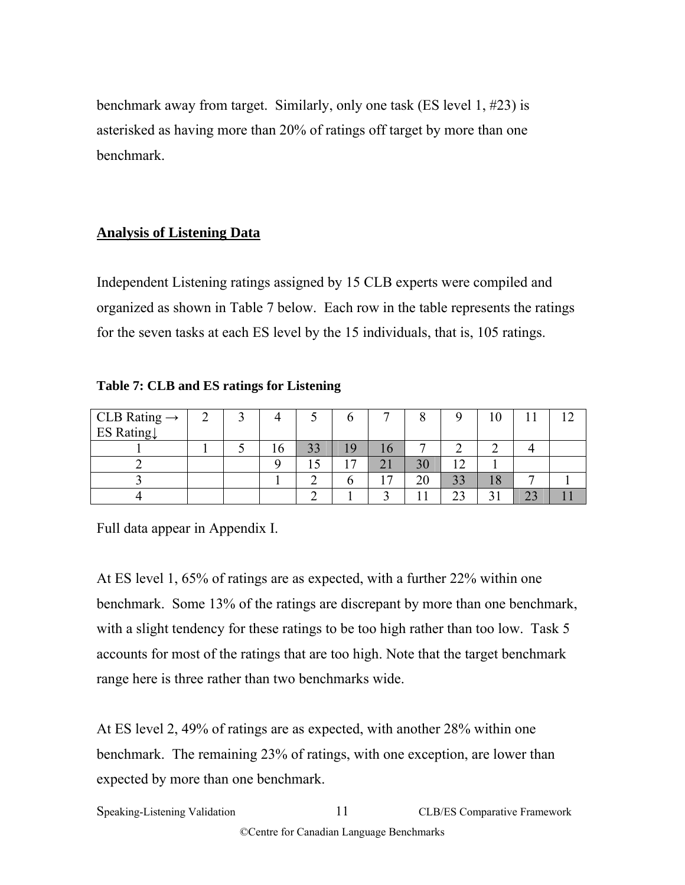benchmark away from target. Similarly, only one task (ES level 1, #23) is asterisked as having more than 20% of ratings off target by more than one benchmark.

## Analysis of Listening Data

Independent Listening ratings assigned by 15 CLB experts were compiled and organized as shown in Table 7 below. Each row in the table represents the ratings for the seven tasks at each ES level by the 15 individuals, that is, 105 ratings.

**Table 7: CLB and ES ratings for Listening**

| CLB Rating → ES Rating↓ | 2 | 3 | 4 | 5 | 6 | 7 | 8 | 9 | 10 | 11 | 12 |
|---|---|---|---|---|---|---|---|---|---|---|---|
| 1 | 1 | 5 | 16 | 33 | 19 | 16 | 7 | 2 | 2 | 4 | |
| 2 | | | 9 | 15 | 17 | 21 | 30 | 12 | 1 | | |
| 3 | | | 1 | 2 | 6 | 17 | 20 | 33 | 18 | 7 | 1 |
| 4 | | | | 2 | 1 | 3 | 11 | 23 | 31 | 23 | 11 |

Full data appear in Appendix I.

At ES level 1, 65% of ratings are as expected, with a further 22% within one benchmark. Some 13% of the ratings are discrepant by more than one benchmark, with a slight tendency for these ratings to be too high rather than too low. Task 5 accounts for most of the ratings that are too high. Note that the target benchmark range here is three rather than two benchmarks wide.

At ES level 2, 49% of ratings are as expected, with another 28% within one benchmark. The remaining 23% of ratings, with one exception, are lower than expected by more than one benchmark.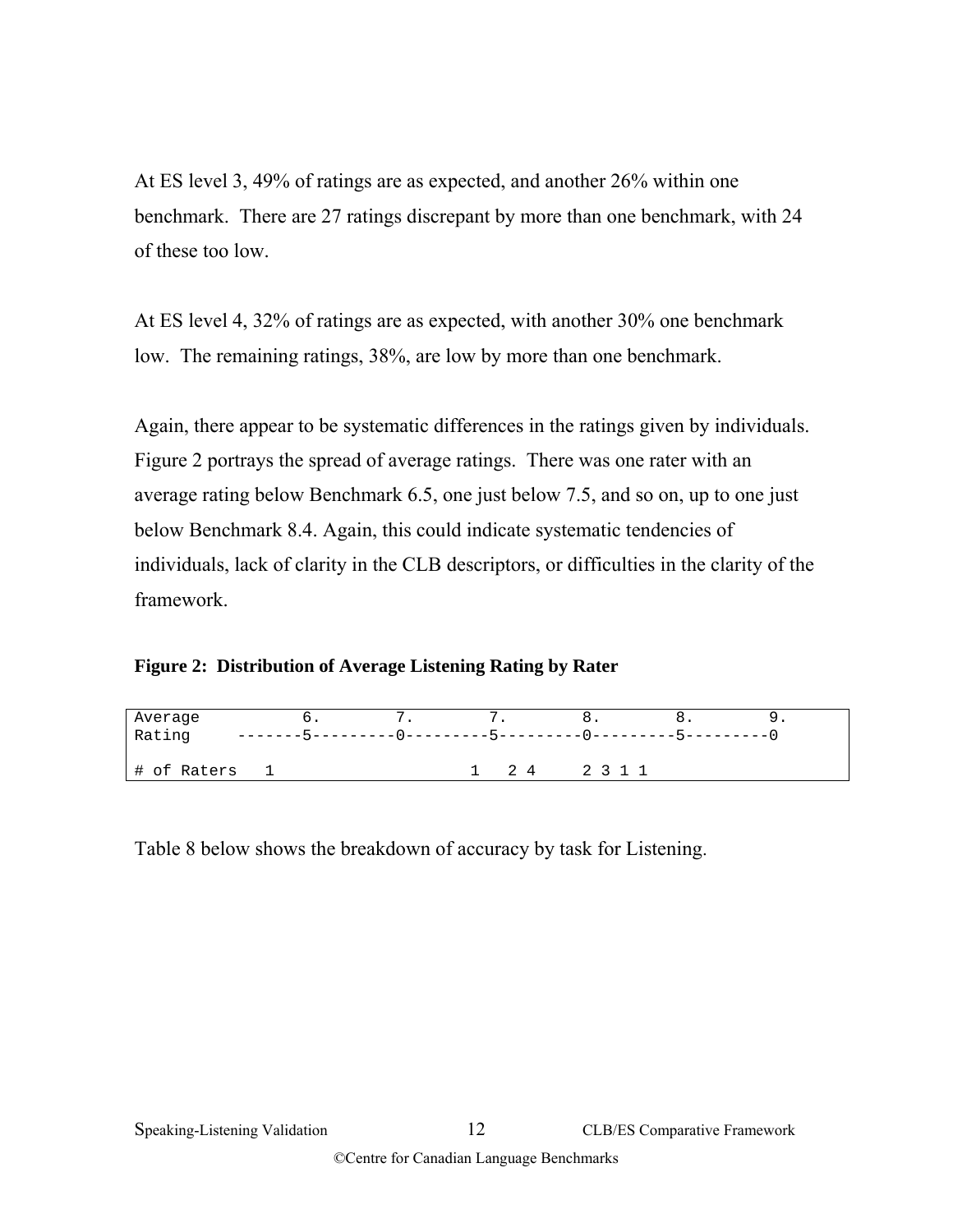At ES level 3, 49% of ratings are as expected, and another 26% within one benchmark. There are 27 ratings discrepant by more than one benchmark, with 24 of these too low.

At ES level 4, 32% of ratings are as expected, with another 30% one benchmark low. The remaining ratings, 38%, are low by more than one benchmark.

Again, there appear to be systematic differences in the ratings given by individuals. Figure 2 portrays the spread of average ratings. There was one rater with an average rating below Benchmark 6.5, one just below 7.5, and so on, up to one just below Benchmark 8.4. Again, this could indicate systematic tendencies of individuals, lack of clarity in the CLB descriptors, or difficulties in the clarity of the framework.

**Figure 2: Distribution of Average Listening Rating by Rater**

```
Average           6.        7.        7.        8.        8.        9.
Rating     -------5---------0---------5---------0---------5---------0

# of Raters   1                    1   2 4     2 3 1 1
```

Table 8 below shows the breakdown of accuracy by task for Listening.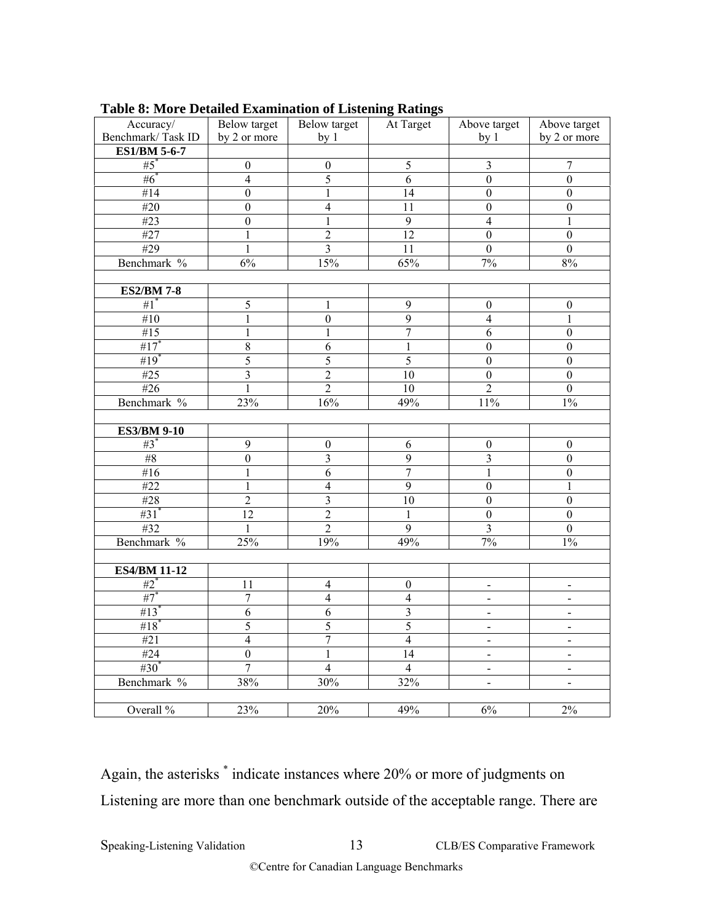**Table 8: More Detailed Examination of Listening Ratings**

| Accuracy/ Benchmark/ Task ID | Below target by 2 or more | Below target by 1 | At Target | Above target by 1 | Above target by 2 or more |
|---|---|---|---|---|---|
| **ES1/BM 5-6-7** | | | | | |
| #5* | 0 | 0 | 5 | 3 | 7 |
| #6* | 4 | 5 | 6 | 0 | 0 |
| #14 | 0 | 1 | 14 | 0 | 0 |
| #20 | 0 | 4 | 11 | 0 | 0 |
| #23 | 0 | 1 | 9 | 4 | 1 |
| #27 | 1 | 2 | 12 | 0 | 0 |
| #29 | 1 | 3 | 11 | 0 | 0 |
| Benchmark % | 6% | 15% | 65% | 7% | 8% |
| | | | | | |
| **ES2/BM 7-8** | | | | | |
| #1* | 5 | 1 | 9 | 0 | 0 |
| #10 | 1 | 0 | 9 | 4 | 1 |
| #15 | 1 | 1 | 7 | 6 | 0 |
| #17* | 8 | 6 | 1 | 0 | 0 |
| #19* | 5 | 5 | 5 | 0 | 0 |
| #25 | 3 | 2 | 10 | 0 | 0 |
| #26 | 1 | 2 | 10 | 2 | 0 |
| Benchmark % | 23% | 16% | 49% | 11% | 1% |
| | | | | | |
| **ES3/BM 9-10** | | | | | |
| #3* | 9 | 0 | 6 | 0 | 0 |
| #8 | 0 | 3 | 9 | 3 | 0 |
| #16 | 1 | 6 | 7 | 1 | 0 |
| #22 | 1 | 4 | 9 | 0 | 1 |
| #28 | 2 | 3 | 10 | 0 | 0 |
| #31* | 12 | 2 | 1 | 0 | 0 |
| #32 | 1 | 2 | 9 | 3 | 0 |
| Benchmark % | 25% | 19% | 49% | 7% | 1% |
| | | | | | |
| **ES4/BM 11-12** | | | | | |
| #2* | 11 | 4 | 0 | - | - |
| #7* | 7 | 4 | 4 | - | - |
| #13* | 6 | 6 | 3 | - | - |
| #18* | 5 | 5 | 5 | - | - |
| #21 | 4 | 7 | 4 | - | - |
| #24 | 0 | 1 | 14 | - | - |
| #30* | 7 | 4 | 4 | - | - |
| Benchmark % | 38% | 30% | 32% | - | - |
| | | | | | |
| Overall % | 23% | 20% | 49% | 6% | 2% |

Again, the asterisks * indicate instances where 20% or more of judgments on Listening are more than one benchmark outside of the acceptable range. There are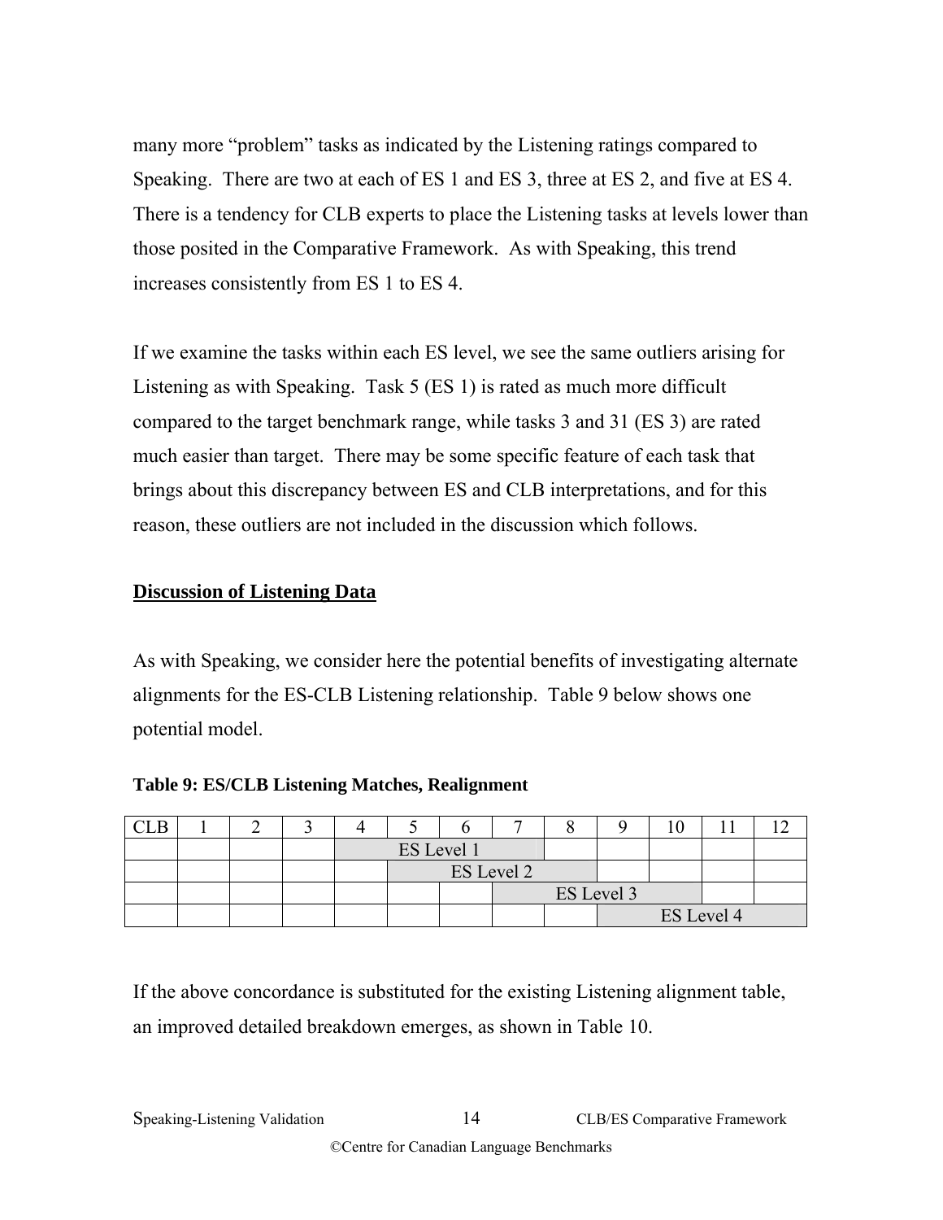many more "problem" tasks as indicated by the Listening ratings compared to Speaking. There are two at each of ES 1 and ES 3, three at ES 2, and five at ES 4. There is a tendency for CLB experts to place the Listening tasks at levels lower than those posited in the Comparative Framework. As with Speaking, this trend increases consistently from ES 1 to ES 4.

If we examine the tasks within each ES level, we see the same outliers arising for Listening as with Speaking. Task 5 (ES 1) is rated as much more difficult compared to the target benchmark range, while tasks 3 and 31 (ES 3) are rated much easier than target. There may be some specific feature of each task that brings about this discrepancy between ES and CLB interpretations, and for this reason, these outliers are not included in the discussion which follows.

## <u>Discussion of Listening Data</u>

As with Speaking, we consider here the potential benefits of investigating alternate alignments for the ES-CLB Listening relationship. Table 9 below shows one potential model.

**Table 9: ES/CLB Listening Matches, Realignment**

| CLB | 1 | 2 | 3 | 4 | 5 | 6 | 7 | 8 | 9 | 10 | 11 | 12 |
|---|---|---|---|---|---|---|---|---|---|---|---|---|
| | | | | ES Level 1 | | | | | | | | |
| | | | | | ES Level 2 | | | | | | | |
| | | | | | | | ES Level 3 | | | | | |
| | | | | | | | | | ES Level 4 | | | |

If the above concordance is substituted for the existing Listening alignment table, an improved detailed breakdown emerges, as shown in Table 10.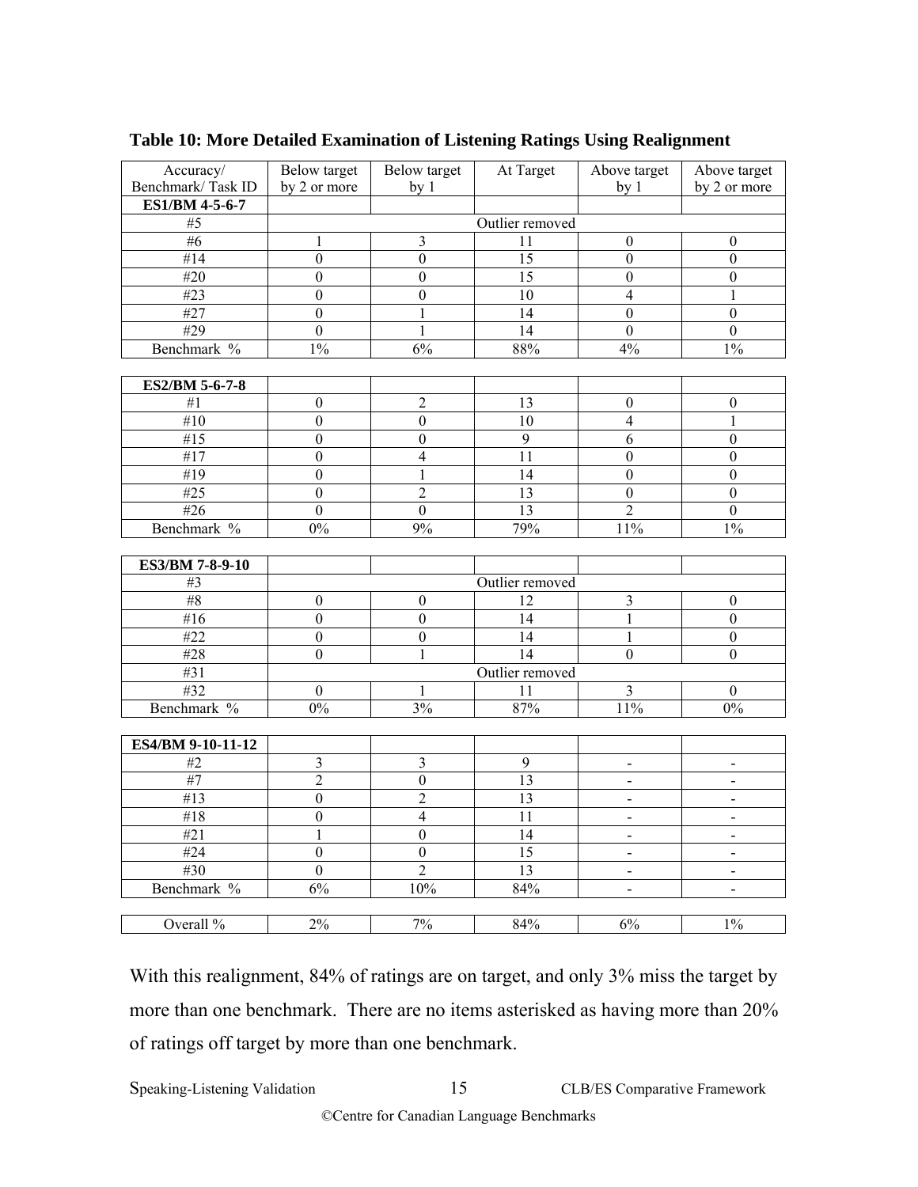**Table 10: More Detailed Examination of Listening Ratings Using Realignment**

| Accuracy/ Benchmark/ Task ID | Below target by 2 or more | Below target by 1 | At Target | Above target by 1 | Above target by 2 or more |
|---|---|---|---|---|---|
| **ES1/BM 4-5-6-7** | | | | | |
| #5 | | | Outlier removed | | |
| #6 | 1 | 3 | 11 | 0 | 0 |
| #14 | 0 | 0 | 15 | 0 | 0 |
| #20 | 0 | 0 | 15 | 0 | 0 |
| #23 | 0 | 0 | 10 | 4 | 1 |
| #27 | 0 | 1 | 14 | 0 | 0 |
| #29 | 0 | 1 | 14 | 0 | 0 |
| Benchmark % | 1% | 6% | 88% | 4% | 1% |
| **ES2/BM 5-6-7-8** | | | | | |
| #1 | 0 | 2 | 13 | 0 | 0 |
| #10 | 0 | 0 | 10 | 4 | 1 |
| #15 | 0 | 0 | 9 | 6 | 0 |
| #17 | 0 | 4 | 11 | 0 | 0 |
| #19 | 0 | 1 | 14 | 0 | 0 |
| #25 | 0 | 2 | 13 | 0 | 0 |
| #26 | 0 | 0 | 13 | 2 | 0 |
| Benchmark % | 0% | 9% | 79% | 11% | 1% |
| **ES3/BM 7-8-9-10** | | | | | |
| #3 | | | Outlier removed | | |
| #8 | 0 | 0 | 12 | 3 | 0 |
| #16 | 0 | 0 | 14 | 1 | 0 |
| #22 | 0 | 0 | 14 | 1 | 0 |
| #28 | 0 | 1 | 14 | 0 | 0 |
| #31 | | | Outlier removed | | |
| #32 | 0 | 1 | 11 | 3 | 0 |
| Benchmark % | 0% | 3% | 87% | 11% | 0% |
| **ES4/BM 9-10-11-12** | | | | | |
| #2 | 3 | 3 | 9 | - | - |
| #7 | 2 | 0 | 13 | - | - |
| #13 | 0 | 2 | 13 | - | - |
| #18 | 0 | 4 | 11 | - | - |
| #21 | 1 | 0 | 14 | - | - |
| #24 | 0 | 0 | 15 | - | - |
| #30 | 0 | 2 | 13 | - | - |
| Benchmark % | 6% | 10% | 84% | - | - |
| Overall % | 2% | 7% | 84% | 6% | 1% |

With this realignment, 84% of ratings are on target, and only 3% miss the target by more than one benchmark. There are no items asterisked as having more than 20% of ratings off target by more than one benchmark.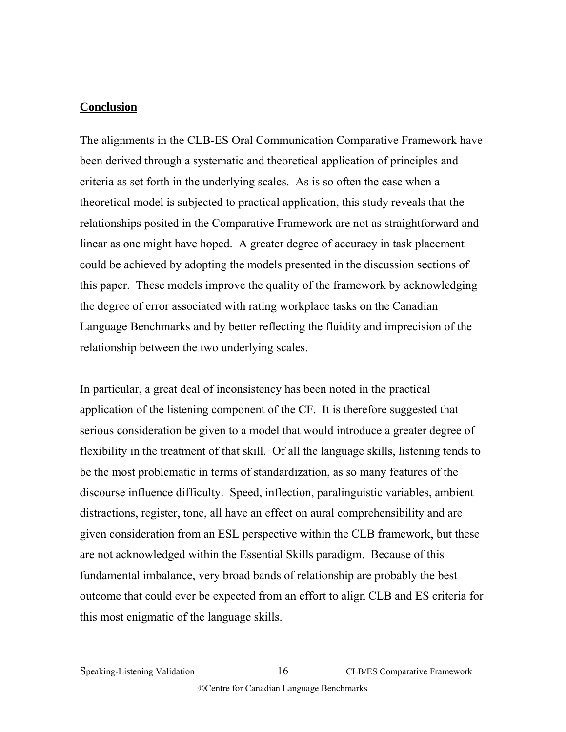## Conclusion

The alignments in the CLB-ES Oral Communication Comparative Framework have been derived through a systematic and theoretical application of principles and criteria as set forth in the underlying scales. As is so often the case when a theoretical model is subjected to practical application, this study reveals that the relationships posited in the Comparative Framework are not as straightforward and linear as one might have hoped. A greater degree of accuracy in task placement could be achieved by adopting the models presented in the discussion sections of this paper. These models improve the quality of the framework by acknowledging the degree of error associated with rating workplace tasks on the Canadian Language Benchmarks and by better reflecting the fluidity and imprecision of the relationship between the two underlying scales.

In particular, a great deal of inconsistency has been noted in the practical application of the listening component of the CF. It is therefore suggested that serious consideration be given to a model that would introduce a greater degree of flexibility in the treatment of that skill. Of all the language skills, listening tends to be the most problematic in terms of standardization, as so many features of the discourse influence difficulty. Speed, inflection, paralinguistic variables, ambient distractions, register, tone, all have an effect on aural comprehensibility and are given consideration from an ESL perspective within the CLB framework, but these are not acknowledged within the Essential Skills paradigm. Because of this fundamental imbalance, very broad bands of relationship are probably the best outcome that could ever be expected from an effort to align CLB and ES criteria for this most enigmatic of the language skills.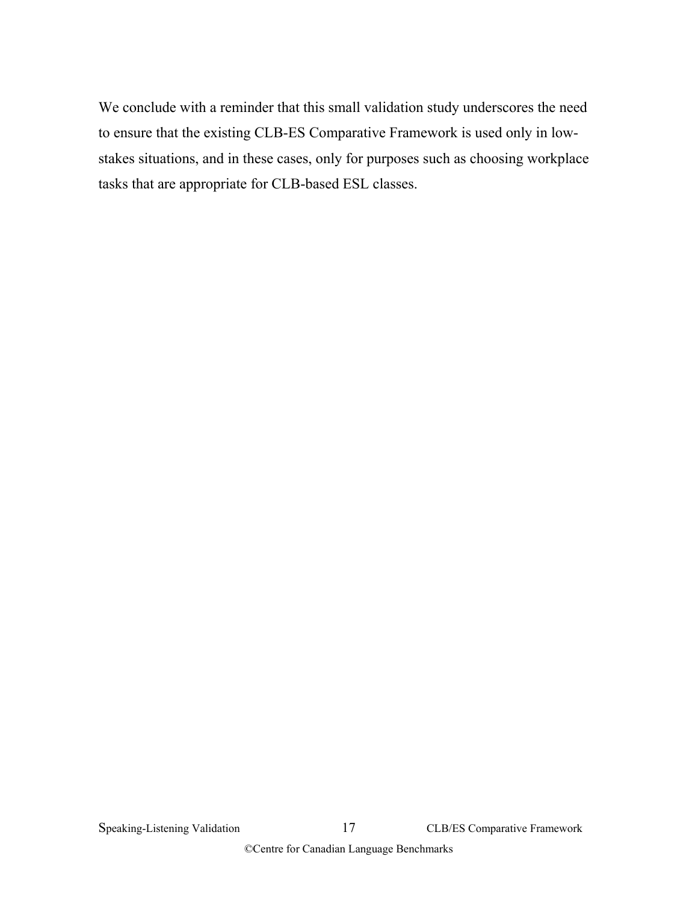We conclude with a reminder that this small validation study underscores the need to ensure that the existing CLB-ES Comparative Framework is used only in low-stakes situations, and in these cases, only for purposes such as choosing workplace tasks that are appropriate for CLB-based ESL classes.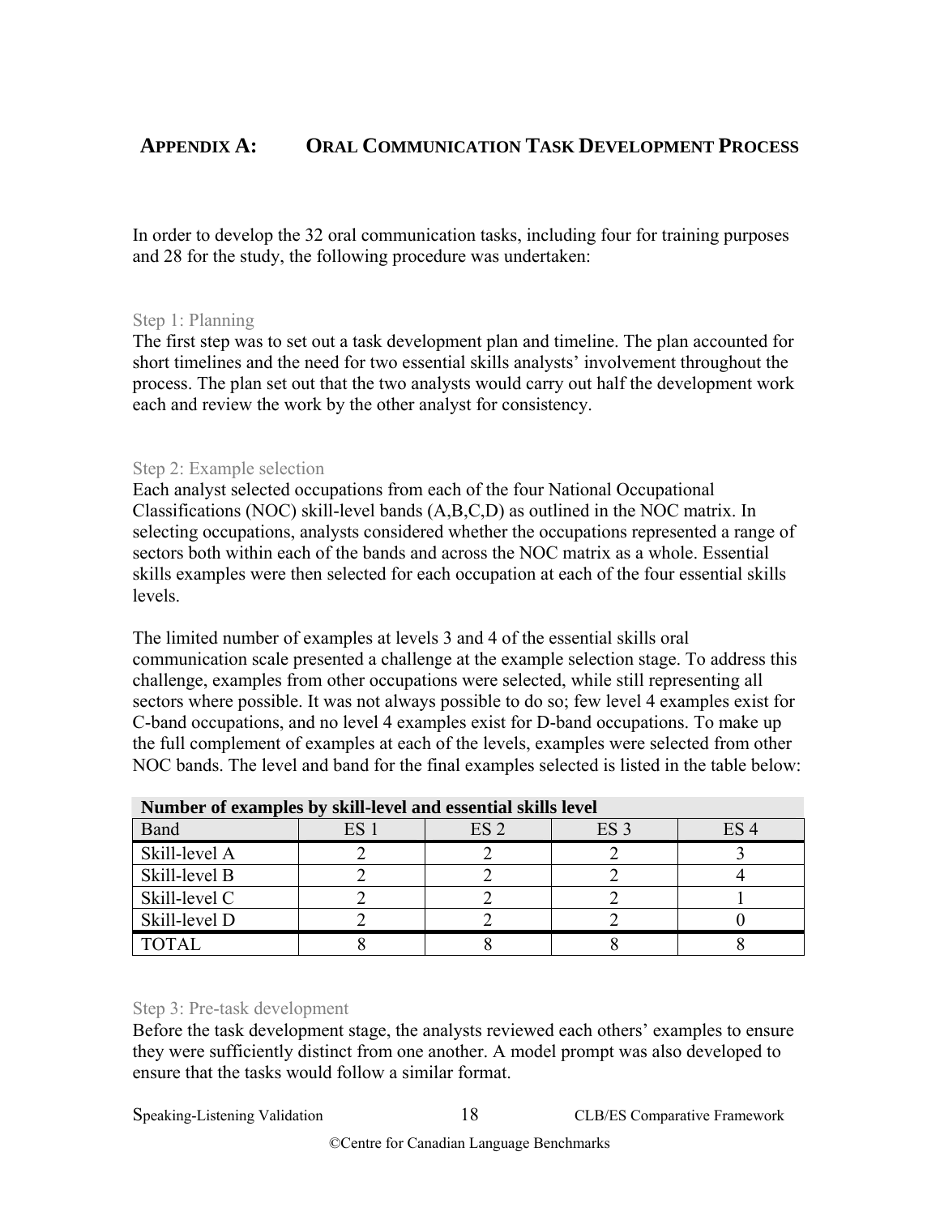## Appendix A: Oral Communication Task Development Process

In order to develop the 32 oral communication tasks, including four for training purposes and 28 for the study, the following procedure was undertaken:

### Step 1: Planning

The first step was to set out a task development plan and timeline. The plan accounted for short timelines and the need for two essential skills analysts' involvement throughout the process. The plan set out that the two analysts would carry out half the development work each and review the work by the other analyst for consistency.

### Step 2: Example selection

Each analyst selected occupations from each of the four National Occupational Classifications (NOC) skill-level bands (A,B,C,D) as outlined in the NOC matrix. In selecting occupations, analysts considered whether the occupations represented a range of sectors both within each of the bands and across the NOC matrix as a whole. Essential skills examples were then selected for each occupation at each of the four essential skills levels.

The limited number of examples at levels 3 and 4 of the essential skills oral communication scale presented a challenge at the example selection stage. To address this challenge, examples from other occupations were selected, while still representing all sectors where possible. It was not always possible to do so; few level 4 examples exist for C-band occupations, and no level 4 examples exist for D-band occupations. To make up the full complement of examples at each of the levels, examples were selected from other NOC bands. The level and band for the final examples selected is listed in the table below:

**Number of examples by skill-level and essential skills level**

| Band | ES 1 | ES 2 | ES 3 | ES 4 |
|---|---|---|---|---|
| Skill-level A | 2 | 2 | 2 | 3 |
| Skill-level B | 2 | 2 | 2 | 4 |
| Skill-level C | 2 | 2 | 2 | 1 |
| Skill-level D | 2 | 2 | 2 | 0 |
| TOTAL | 8 | 8 | 8 | 8 |

### Step 3: Pre-task development

Before the task development stage, the analysts reviewed each others' examples to ensure they were sufficiently distinct from one another. A model prompt was also developed to ensure that the tasks would follow a similar format.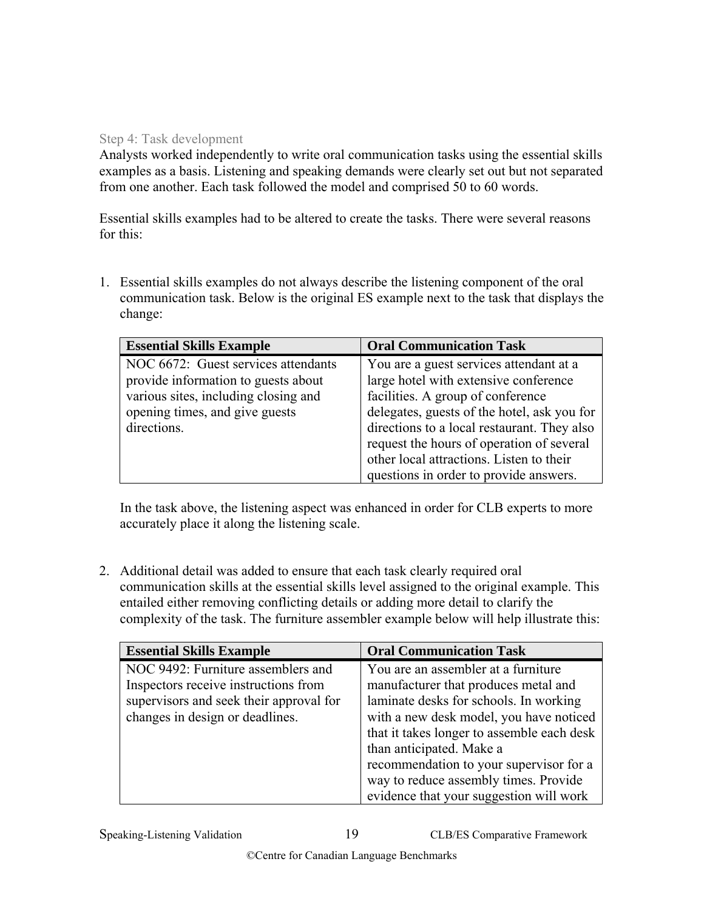### Step 4: Task development

Analysts worked independently to write oral communication tasks using the essential skills examples as a basis. Listening and speaking demands were clearly set out but not separated from one another. Each task followed the model and comprised 50 to 60 words.

Essential skills examples had to be altered to create the tasks. There were several reasons for this:

1. Essential skills examples do not always describe the listening component of the oral communication task. Below is the original ES example next to the task that displays the change:

| Essential Skills Example | Oral Communication Task |
|---|---|
| NOC 6672: Guest services attendants provide information to guests about various sites, including closing and opening times, and give guests directions. | You are a guest services attendant at a large hotel with extensive conference facilities. A group of conference delegates, guests of the hotel, ask you for directions to a local restaurant. They also request the hours of operation of several other local attractions. Listen to their questions in order to provide answers. |

   In the task above, the listening aspect was enhanced in order for CLB experts to more accurately place it along the listening scale.

2. Additional detail was added to ensure that each task clearly required oral communication skills at the essential skills level assigned to the original example. This entailed either removing conflicting details or adding more detail to clarify the complexity of the task. The furniture assembler example below will help illustrate this:

| Essential Skills Example | Oral Communication Task |
|---|---|
| NOC 9492: Furniture assemblers and Inspectors receive instructions from supervisors and seek their approval for changes in design or deadlines. | You are an assembler at a furniture manufacturer that produces metal and laminate desks for schools. In working with a new desk model, you have noticed that it takes longer to assemble each desk than anticipated. Make a recommendation to your supervisor for a way to reduce assembly times. Provide evidence that your suggestion will work |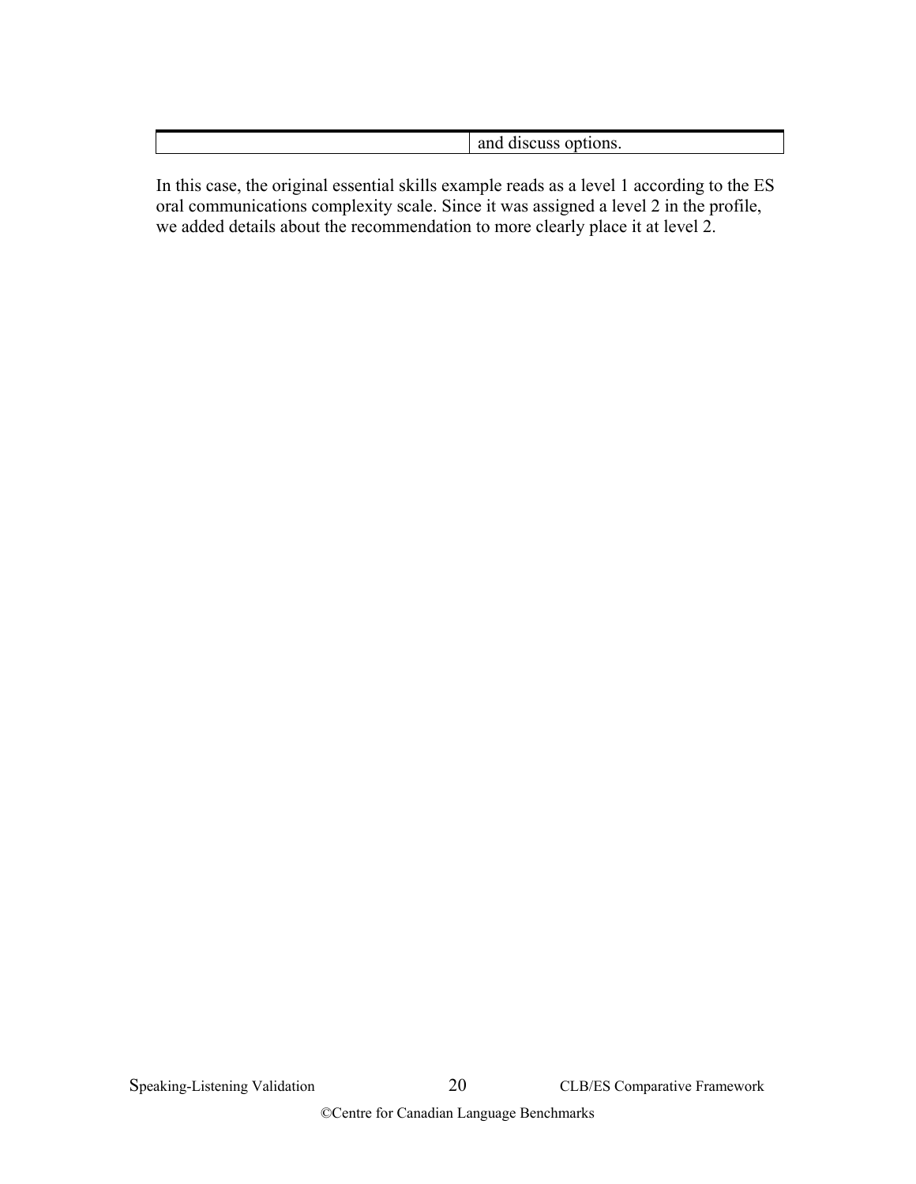| | |
|---|---|
| | and discuss options. |

In this case, the original essential skills example reads as a level 1 according to the ES oral communications complexity scale. Since it was assigned a level 2 in the profile, we added details about the recommendation to more clearly place it at level 2.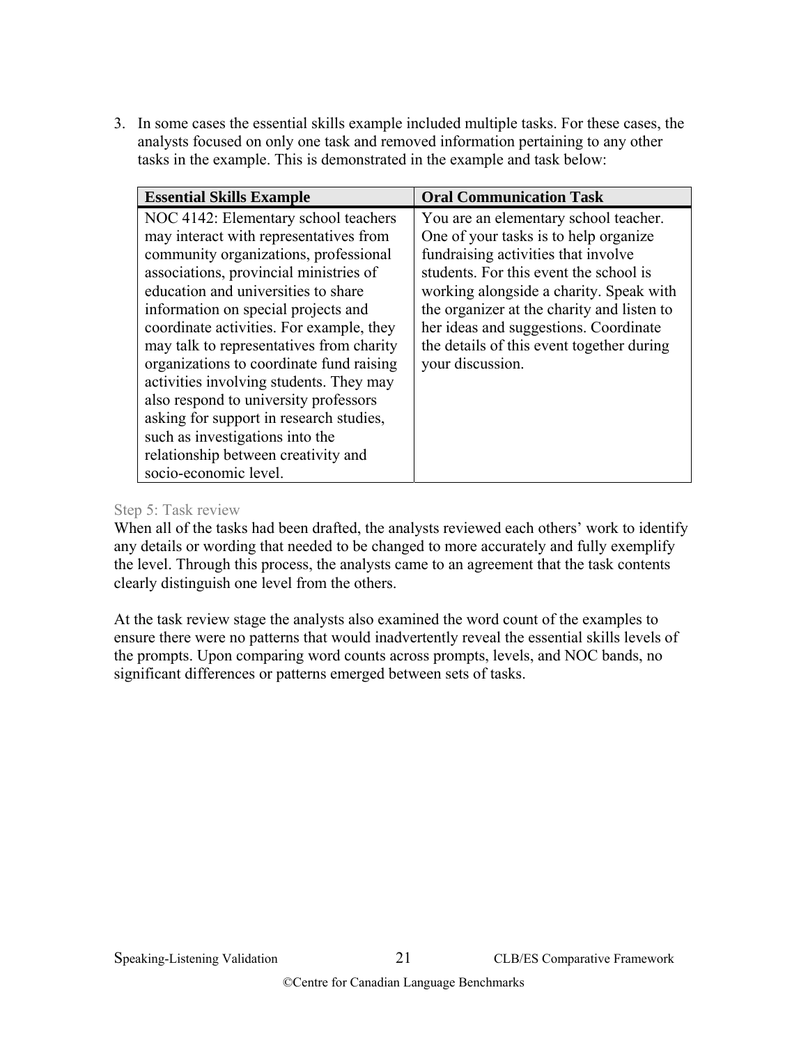3. In some cases the essential skills example included multiple tasks. For these cases, the analysts focused on only one task and removed information pertaining to any other tasks in the example. This is demonstrated in the example and task below:

| Essential Skills Example | Oral Communication Task |
|---|---|
| NOC 4142: Elementary school teachers may interact with representatives from community organizations, professional associations, provincial ministries of education and universities to share information on special projects and coordinate activities. For example, they may talk to representatives from charity organizations to coordinate fund raising activities involving students. They may also respond to university professors asking for support in research studies, such as investigations into the relationship between creativity and socio-economic level. | You are an elementary school teacher. One of your tasks is to help organize fundraising activities that involve students. For this event the school is working alongside a charity. Speak with the organizer at the charity and listen to her ideas and suggestions. Coordinate the details of this event together during your discussion. |

### Step 5: Task review

When all of the tasks had been drafted, the analysts reviewed each others' work to identify any details or wording that needed to be changed to more accurately and fully exemplify the level. Through this process, the analysts came to an agreement that the task contents clearly distinguish one level from the others.

At the task review stage the analysts also examined the word count of the examples to ensure there were no patterns that would inadvertently reveal the essential skills levels of the prompts. Upon comparing word counts across prompts, levels, and NOC bands, no significant differences or patterns emerged between sets of tasks.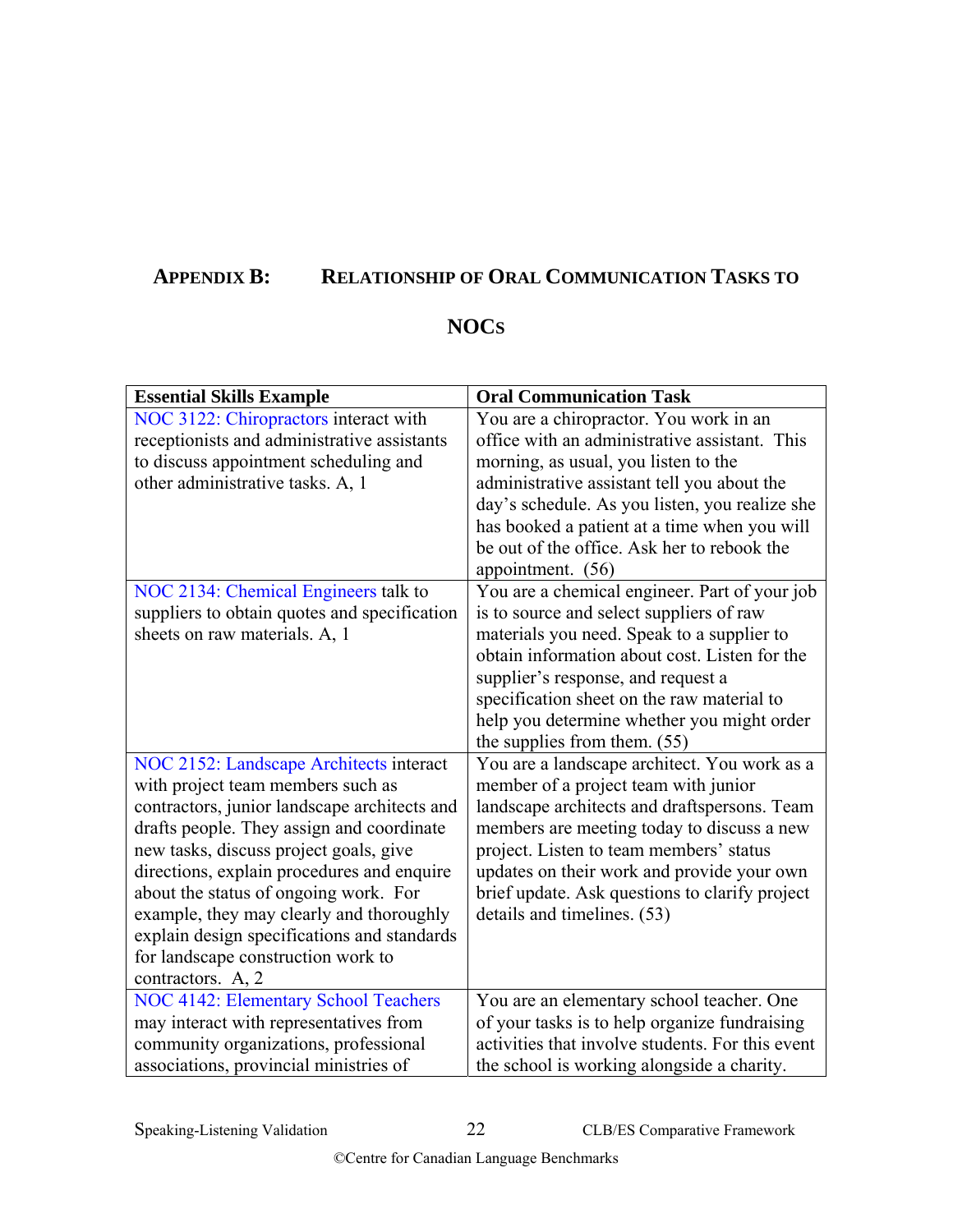## Appendix B: Relationship of Oral Communication Tasks to NOCs

| Essential Skills Example | Oral Communication Task |
| --- | --- |
| NOC 3122: Chiropractors interact with receptionists and administrative assistants to discuss appointment scheduling and other administrative tasks. A, 1 | You are a chiropractor. You work in an office with an administrative assistant. This morning, as usual, you listen to the administrative assistant tell you about the day's schedule. As you listen, you realize she has booked a patient at a time when you will be out of the office. Ask her to rebook the appointment. (56) |
| NOC 2134: Chemical Engineers talk to suppliers to obtain quotes and specification sheets on raw materials. A, 1 | You are a chemical engineer. Part of your job is to source and select suppliers of raw materials you need. Speak to a supplier to obtain information about cost. Listen for the supplier's response, and request a specification sheet on the raw material to help you determine whether you might order the supplies from them. (55) |
| NOC 2152: Landscape Architects interact with project team members such as contractors, junior landscape architects and drafts people. They assign and coordinate new tasks, discuss project goals, give directions, explain procedures and enquire about the status of ongoing work. For example, they may clearly and thoroughly explain design specifications and standards for landscape construction work to contractors. A, 2 | You are a landscape architect. You work as a member of a project team with junior landscape architects and draftspersons. Team members are meeting today to discuss a new project. Listen to team members' status updates on their work and provide your own brief update. Ask questions to clarify project details and timelines. (53) |
| NOC 4142: Elementary School Teachers may interact with representatives from community organizations, professional associations, provincial ministries of | You are an elementary school teacher. One of your tasks is to help organize fundraising activities that involve students. For this event the school is working alongside a charity. |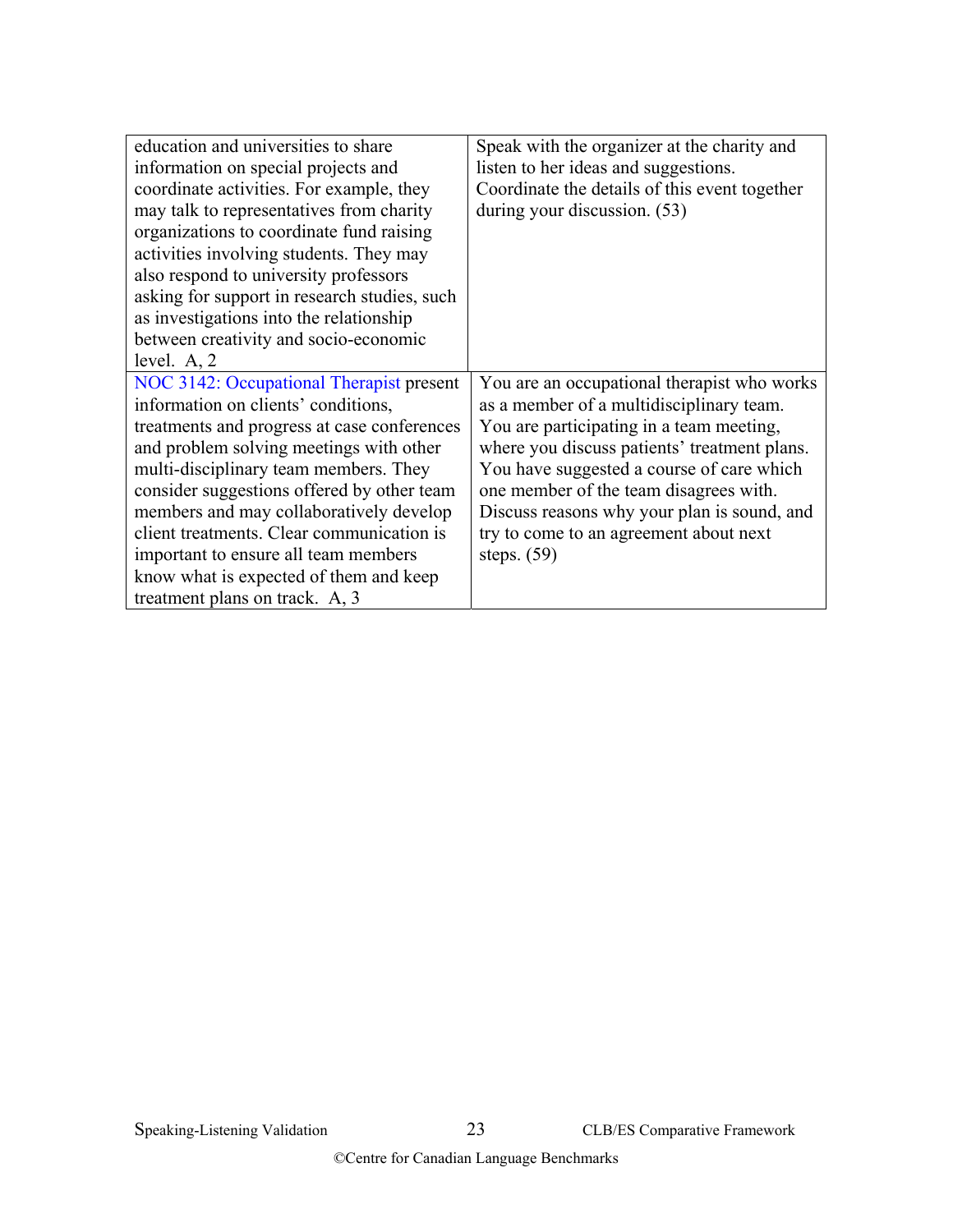| | |
|---|---|
| education and universities to share information on special projects and coordinate activities. For example, they may talk to representatives from charity organizations to coordinate fund raising activities involving students. They may also respond to university professors asking for support in research studies, such as investigations into the relationship between creativity and socio-economic level. A, 2 | Speak with the organizer at the charity and listen to her ideas and suggestions. Coordinate the details of this event together during your discussion. (53) |
| NOC 3142: Occupational Therapist present information on clients' conditions, treatments and progress at case conferences and problem solving meetings with other multi-disciplinary team members. They consider suggestions offered by other team members and may collaboratively develop client treatments. Clear communication is important to ensure all team members know what is expected of them and keep treatment plans on track. A, 3 | You are an occupational therapist who works as a member of a multidisciplinary team. You are participating in a team meeting, where you discuss patients' treatment plans. You have suggested a course of care which one member of the team disagrees with. Discuss reasons why your plan is sound, and try to come to an agreement about next steps. (59) |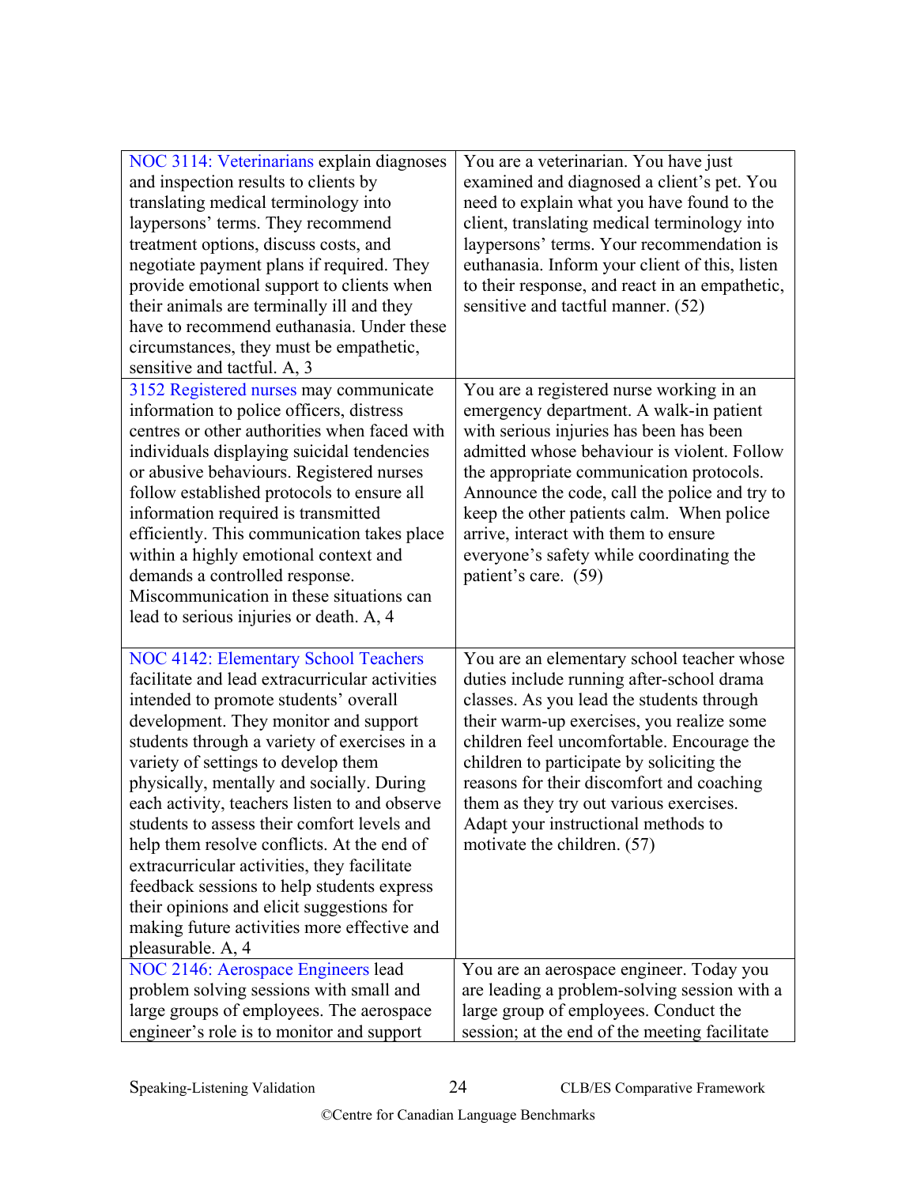| | |
|---|---|
| NOC 3114: Veterinarians explain diagnoses and inspection results to clients by translating medical terminology into laypersons' terms. They recommend treatment options, discuss costs, and negotiate payment plans if required. They provide emotional support to clients when their animals are terminally ill and they have to recommend euthanasia. Under these circumstances, they must be empathetic, sensitive and tactful. A, 3 | You are a veterinarian. You have just examined and diagnosed a client's pet. You need to explain what you have found to the client, translating medical terminology into laypersons' terms. Your recommendation is euthanasia. Inform your client of this, listen to their response, and react in an empathetic, sensitive and tactful manner. (52) |
| 3152 Registered nurses may communicate information to police officers, distress centres or other authorities when faced with individuals displaying suicidal tendencies or abusive behaviours. Registered nurses follow established protocols to ensure all information required is transmitted efficiently. This communication takes place within a highly emotional context and demands a controlled response. Miscommunication in these situations can lead to serious injuries or death. A, 4 | You are a registered nurse working in an emergency department. A walk-in patient with serious injuries has been has been admitted whose behaviour is violent. Follow the appropriate communication protocols. Announce the code, call the police and try to keep the other patients calm. When police arrive, interact with them to ensure everyone's safety while coordinating the patient's care. (59) |
| NOC 4142: Elementary School Teachers facilitate and lead extracurricular activities intended to promote students' overall development. They monitor and support students through a variety of exercises in a variety of settings to develop them physically, mentally and socially. During each activity, teachers listen to and observe students to assess their comfort levels and help them resolve conflicts. At the end of extracurricular activities, they facilitate feedback sessions to help students express their opinions and elicit suggestions for making future activities more effective and pleasurable. A, 4 | You are an elementary school teacher whose duties include running after-school drama classes. As you lead the students through their warm-up exercises, you realize some children feel uncomfortable. Encourage the children to participate by soliciting the reasons for their discomfort and coaching them as they try out various exercises. Adapt your instructional methods to motivate the children. (57) |
| NOC 2146: Aerospace Engineers lead problem solving sessions with small and large groups of employees. The aerospace engineer's role is to monitor and support | You are an aerospace engineer. Today you are leading a problem-solving session with a large group of employees. Conduct the session; at the end of the meeting facilitate |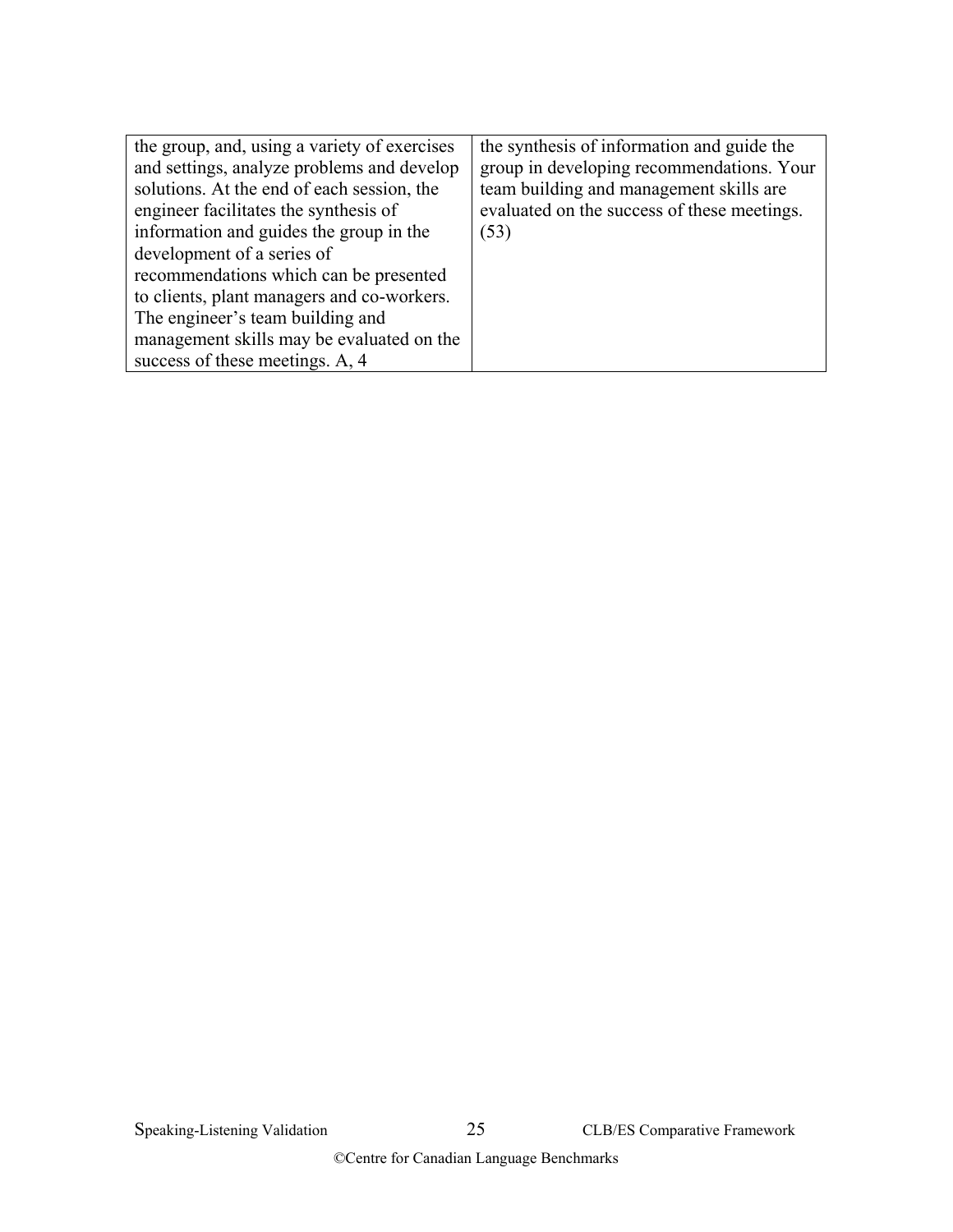| | |
|---|---|
| the group, and, using a variety of exercises and settings, analyze problems and develop solutions. At the end of each session, the engineer facilitates the synthesis of information and guides the group in the development of a series of recommendations which can be presented to clients, plant managers and co-workers. The engineer's team building and management skills may be evaluated on the success of these meetings. A, 4 | the synthesis of information and guide the group in developing recommendations. Your team building and management skills are evaluated on the success of these meetings. (53) |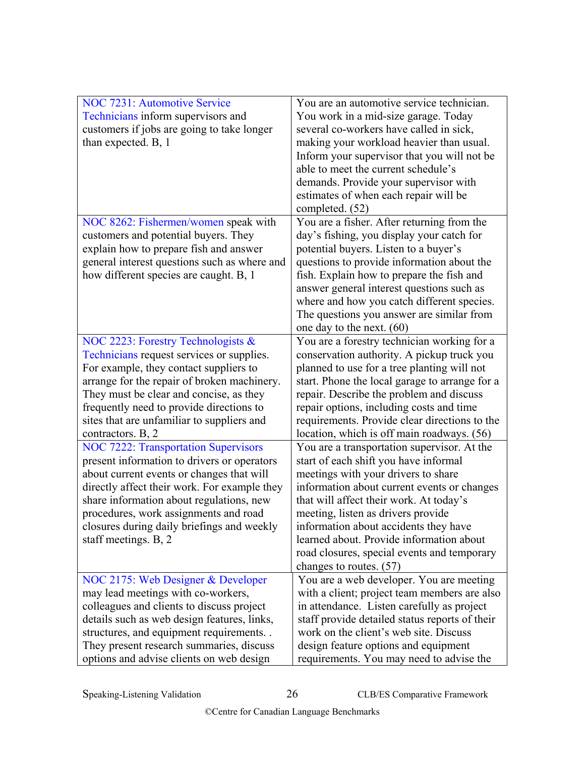| | |
|---|---|
| NOC 7231: Automotive Service Technicians inform supervisors and customers if jobs are going to take longer than expected. B, 1 | You are an automotive service technician. You work in a mid-size garage. Today several co-workers have called in sick, making your workload heavier than usual. Inform your supervisor that you will not be able to meet the current schedule's demands. Provide your supervisor with estimates of when each repair will be completed. (52) |
| NOC 8262: Fishermen/women speak with customers and potential buyers. They explain how to prepare fish and answer general interest questions such as where and how different species are caught. B, 1 | You are a fisher. After returning from the day's fishing, you display your catch for potential buyers. Listen to a buyer's questions to provide information about the fish. Explain how to prepare the fish and answer general interest questions such as where and how you catch different species. The questions you answer are similar from one day to the next. (60) |
| NOC 2223: Forestry Technologists & Technicians request services or supplies. For example, they contact suppliers to arrange for the repair of broken machinery. They must be clear and concise, as they frequently need to provide directions to sites that are unfamiliar to suppliers and contractors. B, 2 | You are a forestry technician working for a conservation authority. A pickup truck you planned to use for a tree planting will not start. Phone the local garage to arrange for a repair. Describe the problem and discuss repair options, including costs and time requirements. Provide clear directions to the location, which is off main roadways. (56) |
| NOC 7222: Transportation Supervisors present information to drivers or operators about current events or changes that will directly affect their work. For example they share information about regulations, new procedures, work assignments and road closures during daily briefings and weekly staff meetings. B, 2 | You are a transportation supervisor. At the start of each shift you have informal meetings with your drivers to share information about current events or changes that will affect their work. At today's meeting, listen as drivers provide information about accidents they have learned about. Provide information about road closures, special events and temporary changes to routes. (57) |
| NOC 2175: Web Designer & Developer may lead meetings with co-workers, colleagues and clients to discuss project details such as web design features, links, structures, and equipment requirements. . They present research summaries, discuss options and advise clients on web design | You are a web developer. You are meeting with a client; project team members are also in attendance. Listen carefully as project staff provide detailed status reports of their work on the client's web site. Discuss design feature options and equipment requirements. You may need to advise the |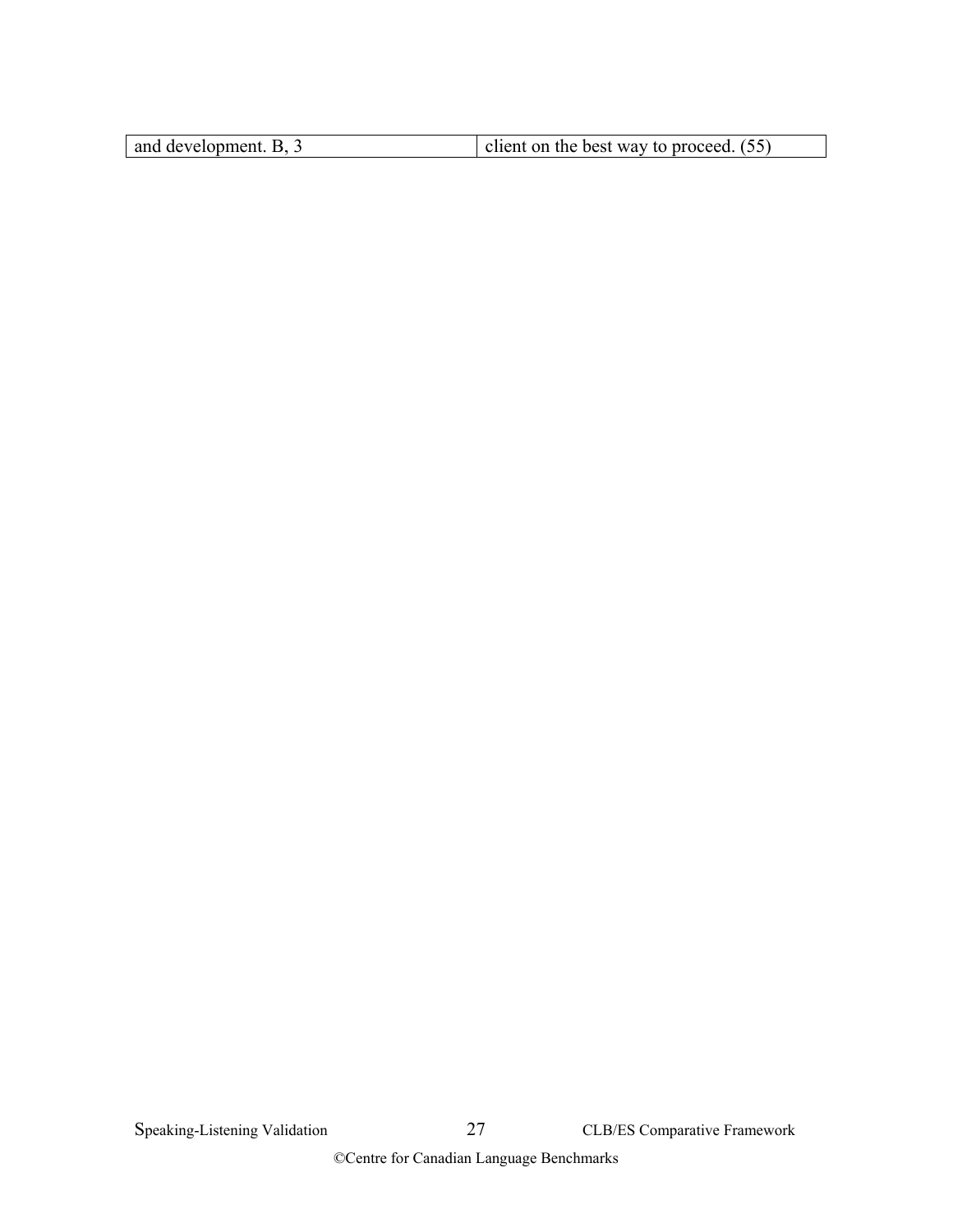| | |
|---|---|
| and development. B, 3 | client on the best way to proceed. (55) |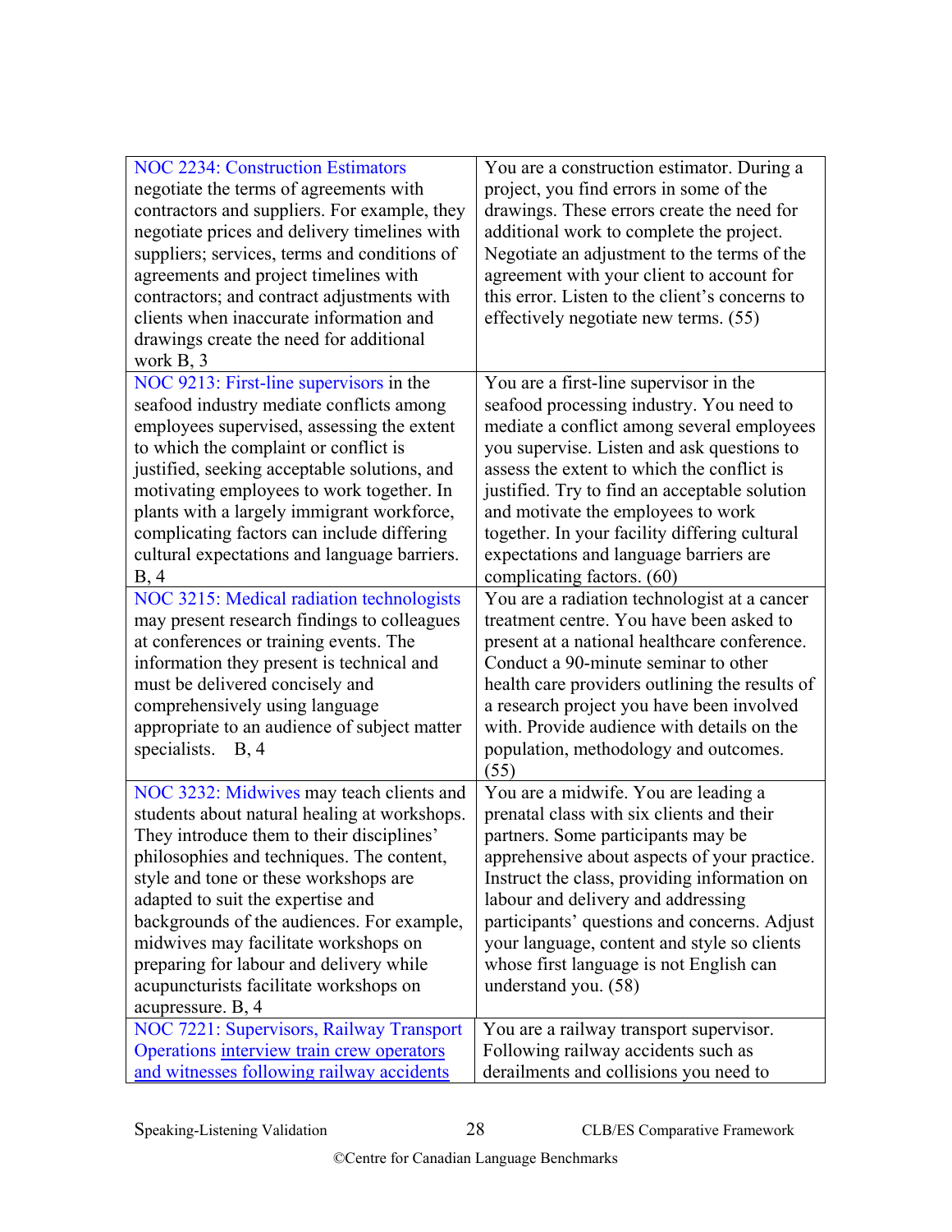| | |
|---|---|
| NOC 2234: Construction Estimators negotiate the terms of agreements with contractors and suppliers. For example, they negotiate prices and delivery timelines with suppliers; services, terms and conditions of agreements and project timelines with contractors; and contract adjustments with clients when inaccurate information and drawings create the need for additional work B, 3 | You are a construction estimator. During a project, you find errors in some of the drawings. These errors create the need for additional work to complete the project. Negotiate an adjustment to the terms of the agreement with your client to account for this error. Listen to the client's concerns to effectively negotiate new terms. (55) |
| NOC 9213: First-line supervisors in the seafood industry mediate conflicts among employees supervised, assessing the extent to which the complaint or conflict is justified, seeking acceptable solutions, and motivating employees to work together. In plants with a largely immigrant workforce, complicating factors can include differing cultural expectations and language barriers. B, 4 | You are a first-line supervisor in the seafood processing industry. You need to mediate a conflict among several employees you supervise. Listen and ask questions to assess the extent to which the conflict is justified. Try to find an acceptable solution and motivate the employees to work together. In your facility differing cultural expectations and language barriers are complicating factors. (60) |
| NOC 3215: Medical radiation technologists may present research findings to colleagues at conferences or training events. The information they present is technical and must be delivered concisely and comprehensively using language appropriate to an audience of subject matter specialists. B, 4 | You are a radiation technologist at a cancer treatment centre. You have been asked to present at a national healthcare conference. Conduct a 90-minute seminar to other health care providers outlining the results of a research project you have been involved with. Provide audience with details on the population, methodology and outcomes. (55) |
| NOC 3232: Midwives may teach clients and students about natural healing at workshops. They introduce them to their disciplines' philosophies and techniques. The content, style and tone or these workshops are adapted to suit the expertise and backgrounds of the audiences. For example, midwives may facilitate workshops on preparing for labour and delivery while acupuncturists facilitate workshops on acupressure. B, 4 | You are a midwife. You are leading a prenatal class with six clients and their partners. Some participants may be apprehensive about aspects of your practice. Instruct the class, providing information on labour and delivery and addressing participants' questions and concerns. Adjust your language, content and style so clients whose first language is not English can understand you. (58) |
| NOC 7221: Supervisors, Railway Transport Operations interview train crew operators and witnesses following railway accidents | You are a railway transport supervisor. Following railway accidents such as derailments and collisions you need to |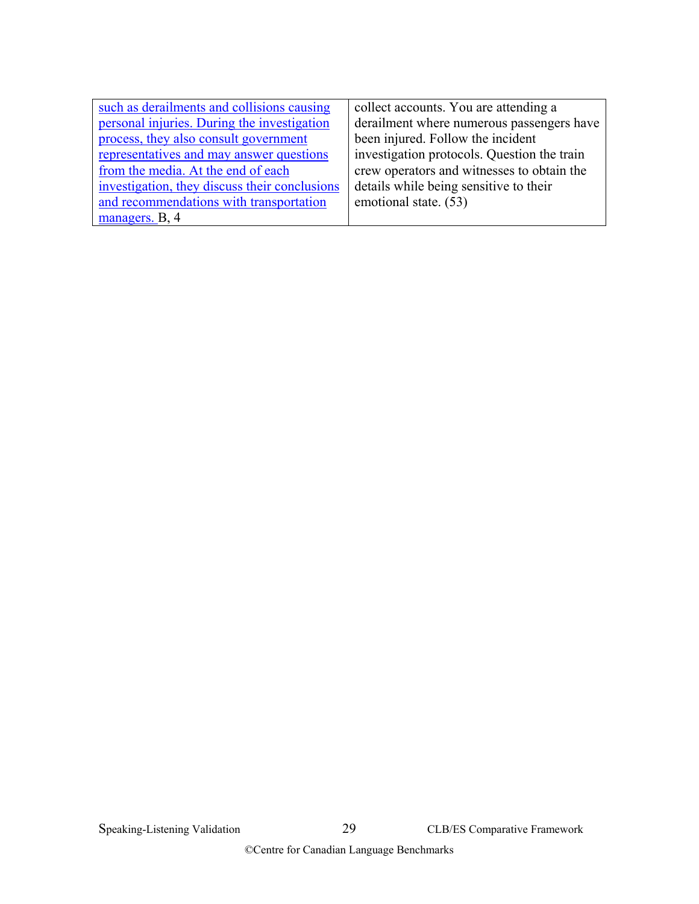| | |
|---|---|
| such as derailments and collisions causing personal injuries. During the investigation process, they also consult government representatives and may answer questions from the media. At the end of each investigation, they discuss their conclusions and recommendations with transportation managers. B, 4 | collect accounts. You are attending a derailment where numerous passengers have been injured. Follow the incident investigation protocols. Question the train crew operators and witnesses to obtain the details while being sensitive to their emotional state. (53) |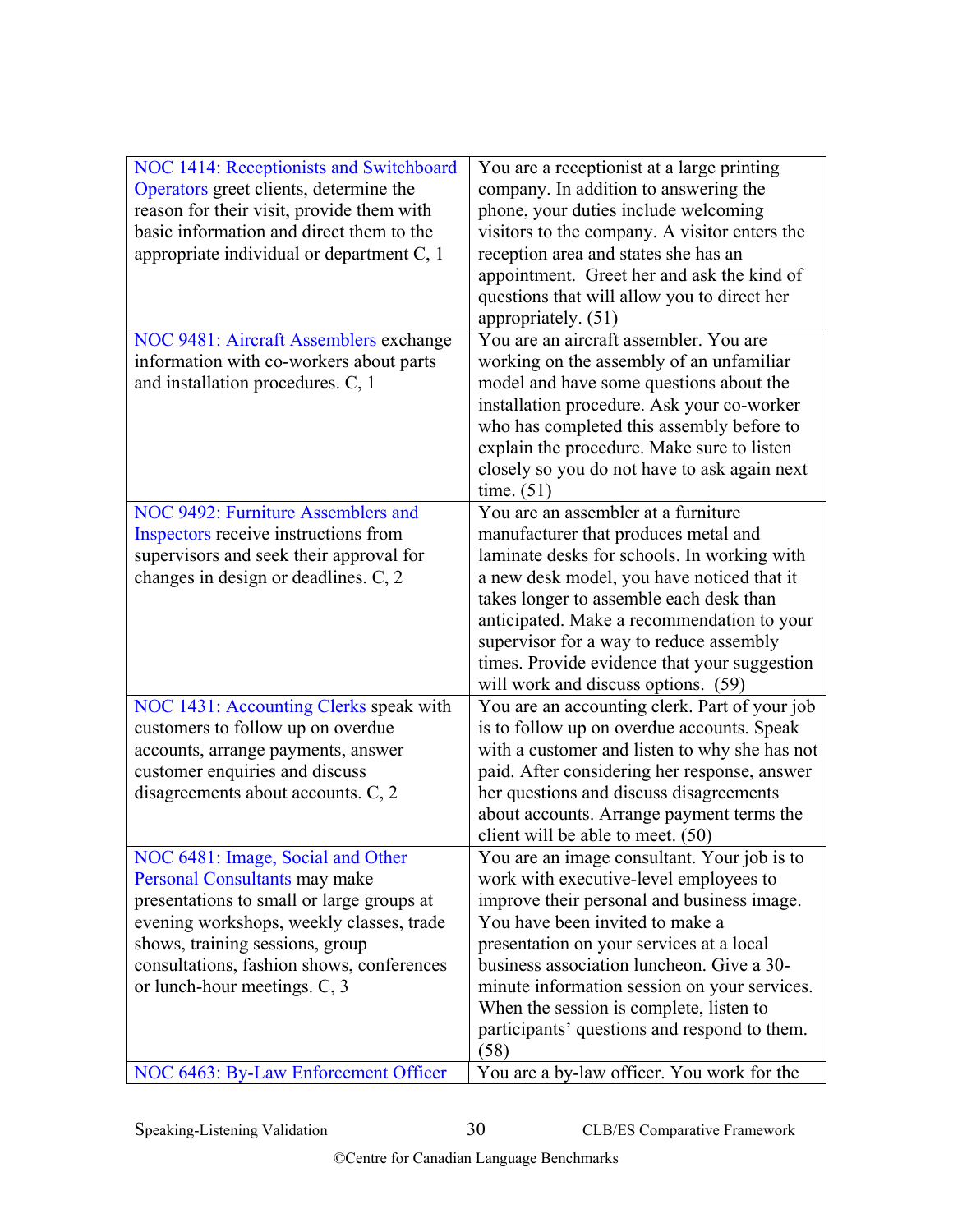| | |
|---|---|
| NOC 1414: Receptionists and Switchboard Operators greet clients, determine the reason for their visit, provide them with basic information and direct them to the appropriate individual or department C, 1 | You are a receptionist at a large printing company. In addition to answering the phone, your duties include welcoming visitors to the company. A visitor enters the reception area and states she has an appointment. Greet her and ask the kind of questions that will allow you to direct her appropriately. (51) |
| NOC 9481: Aircraft Assemblers exchange information with co-workers about parts and installation procedures. C, 1 | You are an aircraft assembler. You are working on the assembly of an unfamiliar model and have some questions about the installation procedure. Ask your co-worker who has completed this assembly before to explain the procedure. Make sure to listen closely so you do not have to ask again next time. (51) |
| NOC 9492: Furniture Assemblers and Inspectors receive instructions from supervisors and seek their approval for changes in design or deadlines. C, 2 | You are an assembler at a furniture manufacturer that produces metal and laminate desks for schools. In working with a new desk model, you have noticed that it takes longer to assemble each desk than anticipated. Make a recommendation to your supervisor for a way to reduce assembly times. Provide evidence that your suggestion will work and discuss options. (59) |
| NOC 1431: Accounting Clerks speak with customers to follow up on overdue accounts, arrange payments, answer customer enquiries and discuss disagreements about accounts. C, 2 | You are an accounting clerk. Part of your job is to follow up on overdue accounts. Speak with a customer and listen to why she has not paid. After considering her response, answer her questions and discuss disagreements about accounts. Arrange payment terms the client will be able to meet. (50) |
| NOC 6481: Image, Social and Other Personal Consultants may make presentations to small or large groups at evening workshops, weekly classes, trade shows, training sessions, group consultations, fashion shows, conferences or lunch-hour meetings. C, 3 | You are an image consultant. Your job is to work with executive-level employees to improve their personal and business image. You have been invited to make a presentation on your services at a local business association luncheon. Give a 30-minute information session on your services. When the session is complete, listen to participants' questions and respond to them. (58) |
| NOC 6463: By-Law Enforcement Officer | You are a by-law officer. You work for the |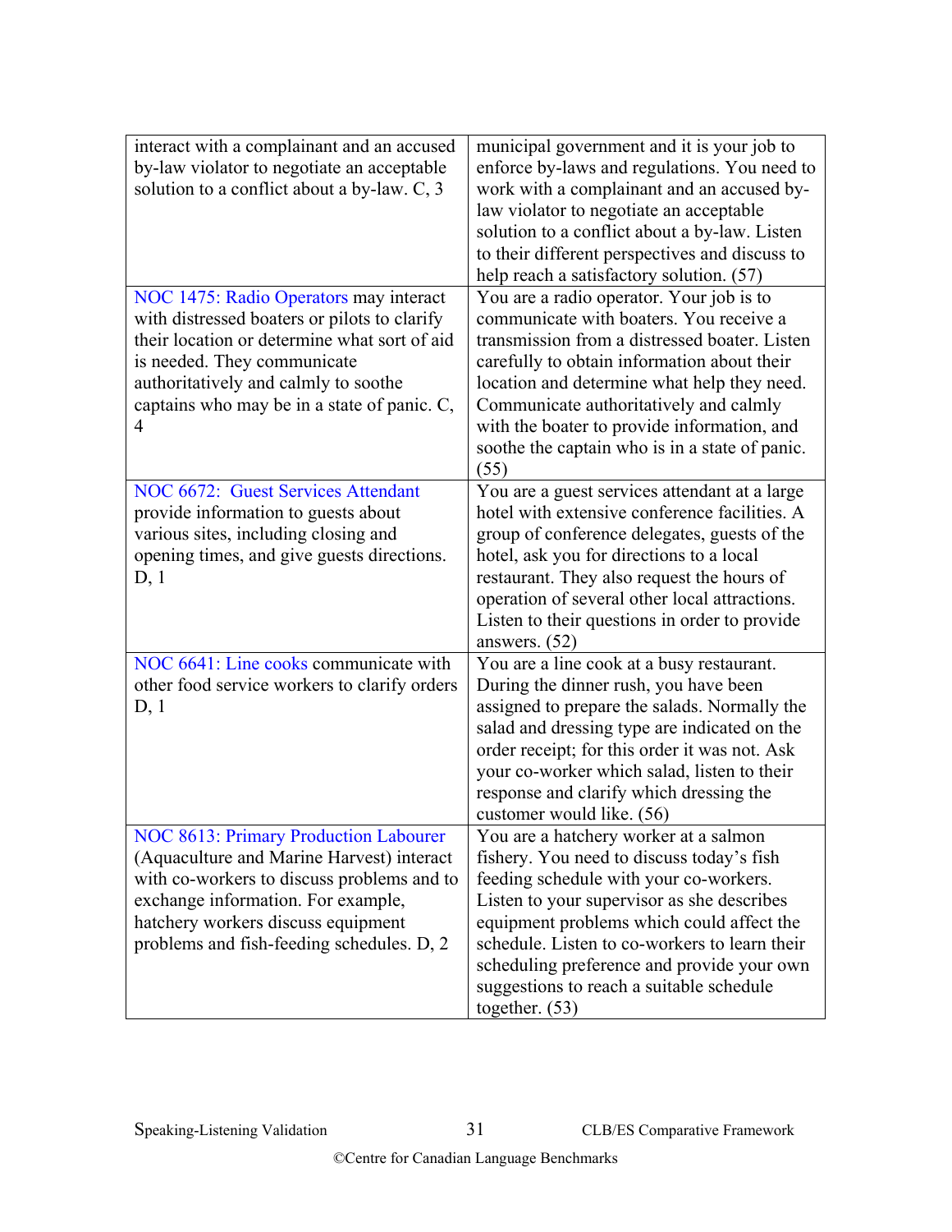| | |
|---|---|
| interact with a complainant and an accused by-law violator to negotiate an acceptable solution to a conflict about a by-law. C, 3 | municipal government and it is your job to enforce by-laws and regulations. You need to work with a complainant and an accused by-law violator to negotiate an acceptable solution to a conflict about a by-law. Listen to their different perspectives and discuss to help reach a satisfactory solution. (57) |
| NOC 1475: Radio Operators may interact with distressed boaters or pilots to clarify their location or determine what sort of aid is needed. They communicate authoritatively and calmly to soothe captains who may be in a state of panic. C, 4 | You are a radio operator. Your job is to communicate with boaters. You receive a transmission from a distressed boater. Listen carefully to obtain information about their location and determine what help they need. Communicate authoritatively and calmly with the boater to provide information, and soothe the captain who is in a state of panic. (55) |
| NOC 6672: Guest Services Attendant provide information to guests about various sites, including closing and opening times, and give guests directions. D, 1 | You are a guest services attendant at a large hotel with extensive conference facilities. A group of conference delegates, guests of the hotel, ask you for directions to a local restaurant. They also request the hours of operation of several other local attractions. Listen to their questions in order to provide answers. (52) |
| NOC 6641: Line cooks communicate with other food service workers to clarify orders D, 1 | You are a line cook at a busy restaurant. During the dinner rush, you have been assigned to prepare the salads. Normally the salad and dressing type are indicated on the order receipt; for this order it was not. Ask your co-worker which salad, listen to their response and clarify which dressing the customer would like. (56) |
| NOC 8613: Primary Production Labourer (Aquaculture and Marine Harvest) interact with co-workers to discuss problems and to exchange information. For example, hatchery workers discuss equipment problems and fish-feeding schedules. D, 2 | You are a hatchery worker at a salmon fishery. You need to discuss today's fish feeding schedule with your co-workers. Listen to your supervisor as she describes equipment problems which could affect the schedule. Listen to co-workers to learn their scheduling preference and provide your own suggestions to reach a suitable schedule together. (53) |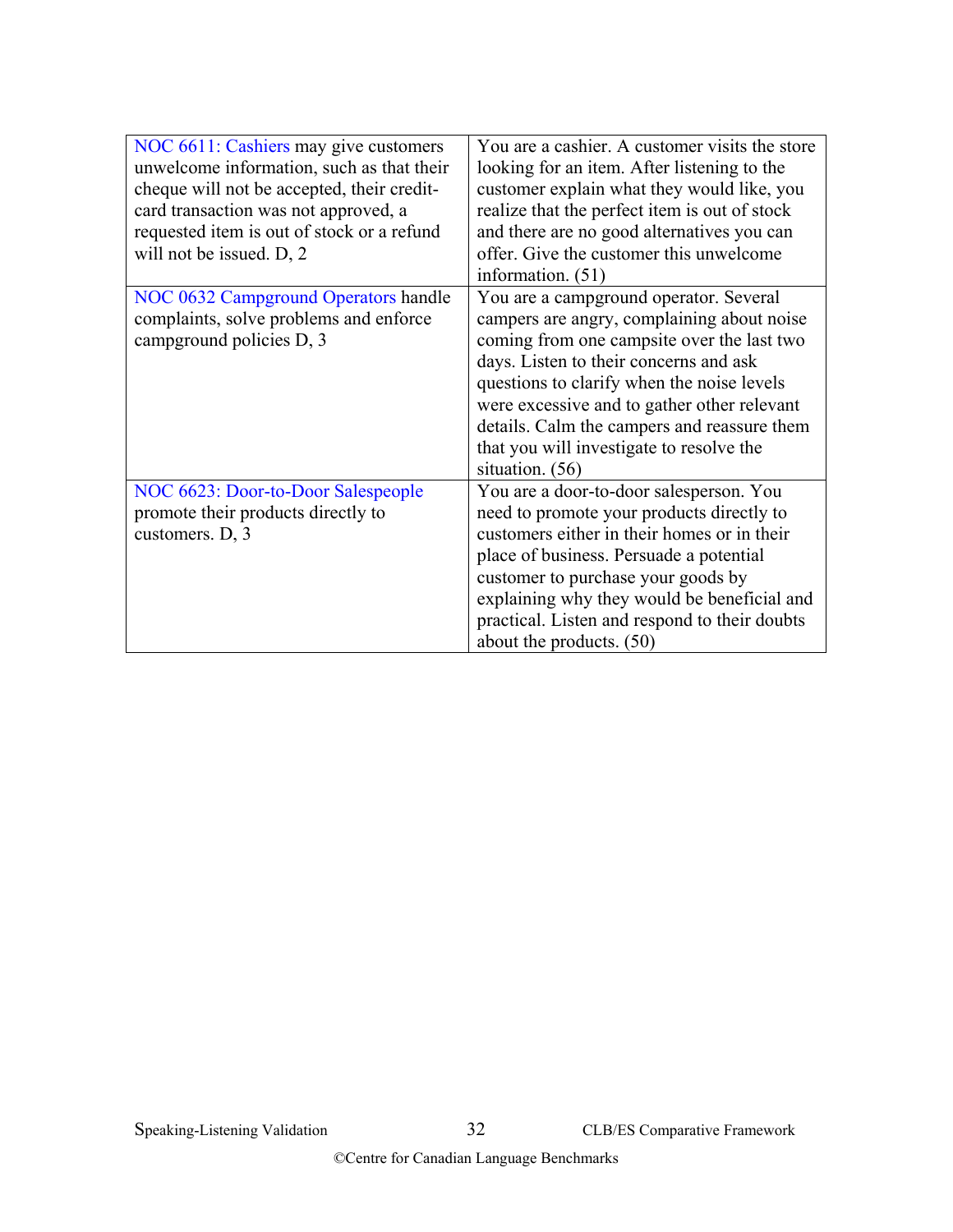| | |
|---|---|
| NOC 6611: Cashiers may give customers unwelcome information, such as that their cheque will not be accepted, their credit-card transaction was not approved, a requested item is out of stock or a refund will not be issued. D, 2 | You are a cashier. A customer visits the store looking for an item. After listening to the customer explain what they would like, you realize that the perfect item is out of stock and there are no good alternatives you can offer. Give the customer this unwelcome information. (51) |
| NOC 0632 Campground Operators handle complaints, solve problems and enforce campground policies D, 3 | You are a campground operator. Several campers are angry, complaining about noise coming from one campsite over the last two days. Listen to their concerns and ask questions to clarify when the noise levels were excessive and to gather other relevant details. Calm the campers and reassure them that you will investigate to resolve the situation. (56) |
| NOC 6623: Door-to-Door Salespeople promote their products directly to customers. D, 3 | You are a door-to-door salesperson. You need to promote your products directly to customers either in their homes or in their place of business. Persuade a potential customer to purchase your goods by explaining why they would be beneficial and practical. Listen and respond to their doubts about the products. (50) |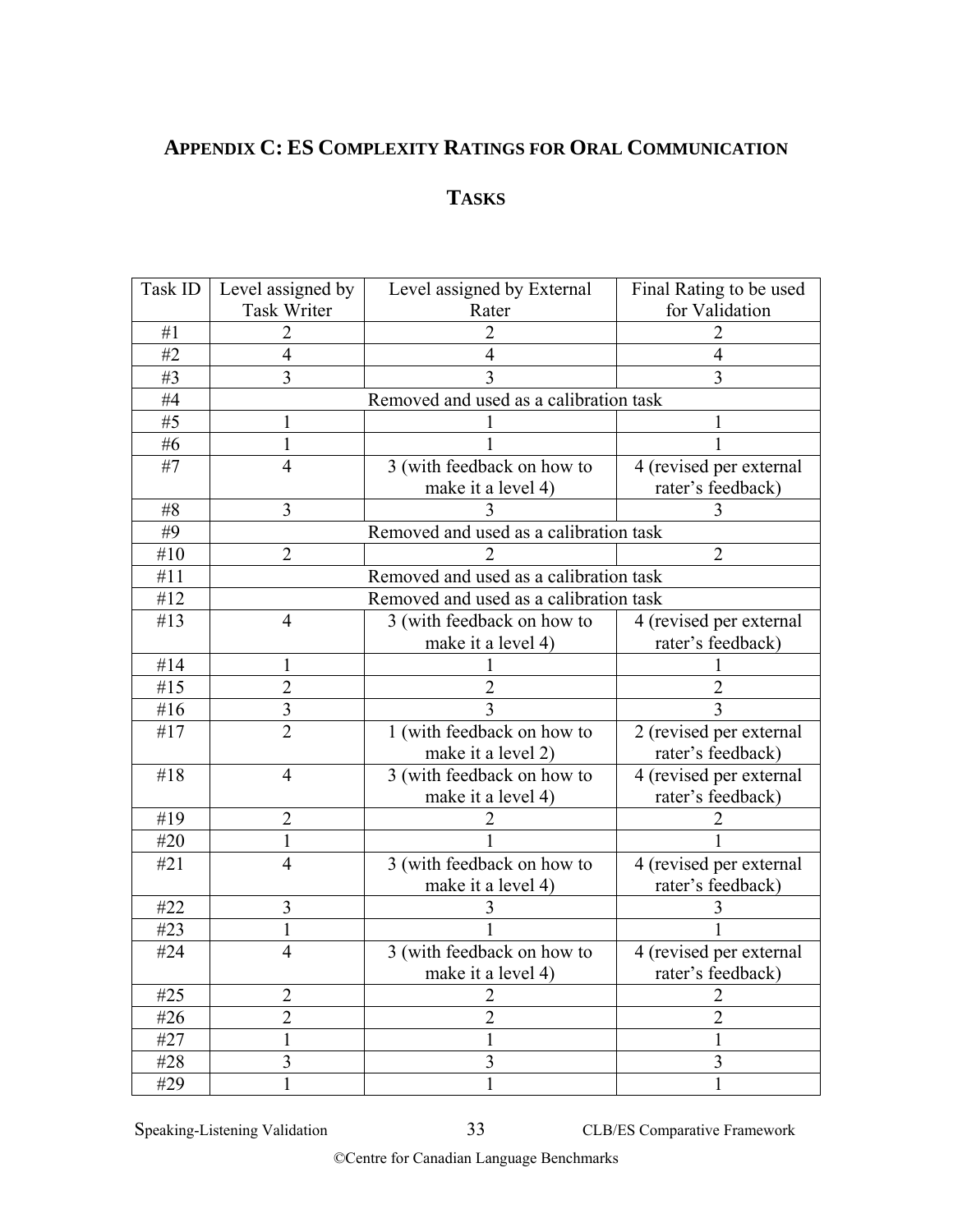## Appendix C: ES Complexity Ratings for Oral Communication Tasks

| Task ID | Level assigned by Task Writer | Level assigned by External Rater | Final Rating to be used for Validation |
|---|---|---|---|
| #1 | 2 | 2 | 2 |
| #2 | 4 | 4 | 4 |
| #3 | 3 | 3 | 3 |
| #4 | Removed and used as a calibration task | | |
| #5 | 1 | 1 | 1 |
| #6 | 1 | 1 | 1 |
| #7 | 4 | 3 (with feedback on how to make it a level 4) | 4 (revised per external rater's feedback) |
| #8 | 3 | 3 | 3 |
| #9 | Removed and used as a calibration task | | |
| #10 | 2 | 2 | 2 |
| #11 | Removed and used as a calibration task | | |
| #12 | Removed and used as a calibration task | | |
| #13 | 4 | 3 (with feedback on how to make it a level 4) | 4 (revised per external rater's feedback) |
| #14 | 1 | 1 | 1 |
| #15 | 2 | 2 | 2 |
| #16 | 3 | 3 | 3 |
| #17 | 2 | 1 (with feedback on how to make it a level 2) | 2 (revised per external rater's feedback) |
| #18 | 4 | 3 (with feedback on how to make it a level 4) | 4 (revised per external rater's feedback) |
| #19 | 2 | 2 | 2 |
| #20 | 1 | 1 | 1 |
| #21 | 4 | 3 (with feedback on how to make it a level 4) | 4 (revised per external rater's feedback) |
| #22 | 3 | 3 | 3 |
| #23 | 1 | 1 | 1 |
| #24 | 4 | 3 (with feedback on how to make it a level 4) | 4 (revised per external rater's feedback) |
| #25 | 2 | 2 | 2 |
| #26 | 2 | 2 | 2 |
| #27 | 1 | 1 | 1 |
| #28 | 3 | 3 | 3 |
| #29 | 1 | 1 | 1 |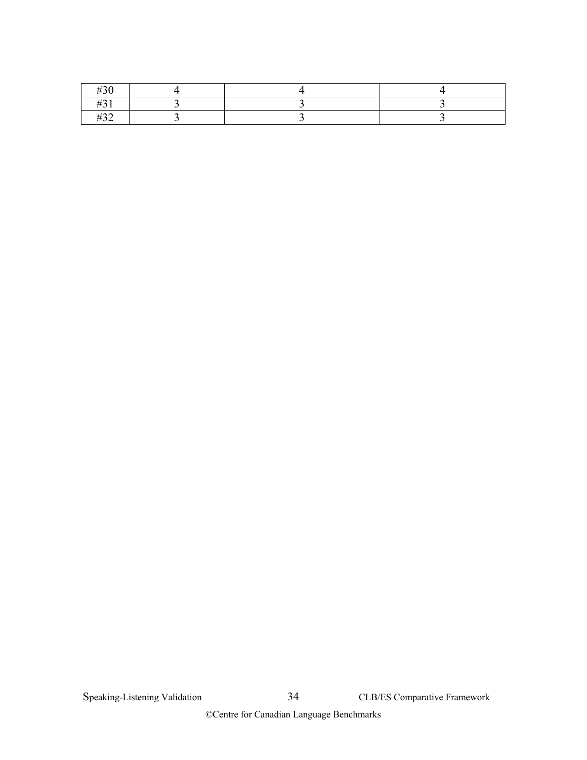| #30 | 4 | 4 | 4 |
|---|---|---|---|
| #31 | 3 | 3 | 3 |
| #32 | 3 | 3 | 3 |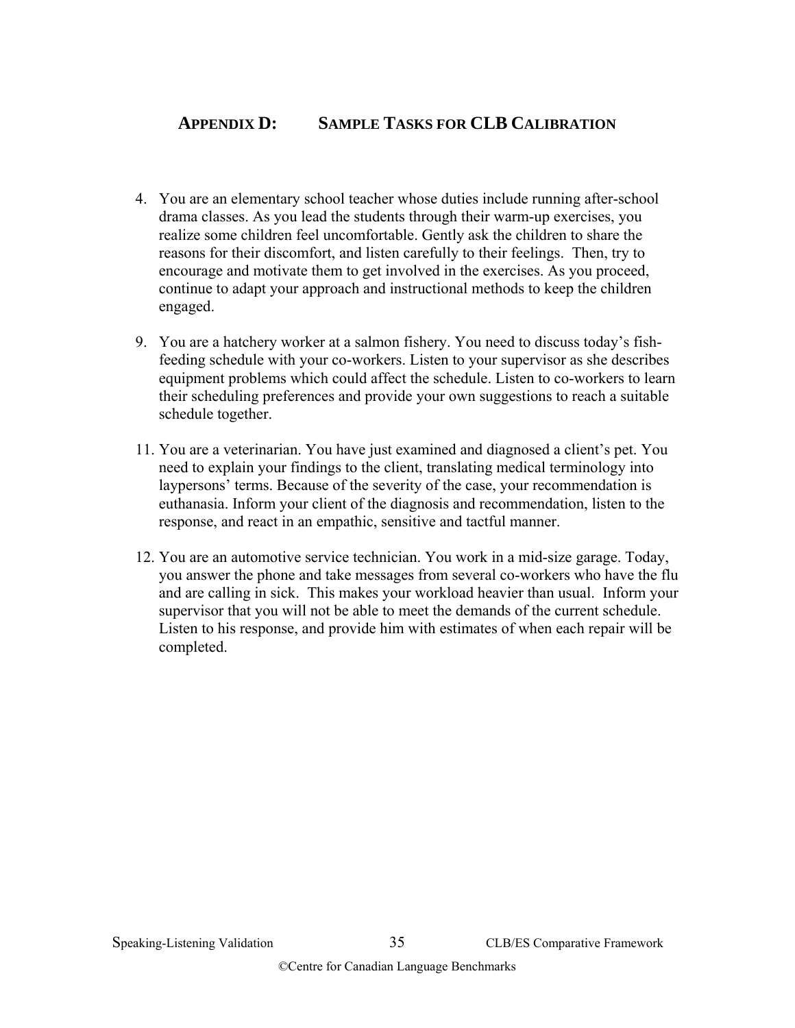## APPENDIX D: SAMPLE TASKS FOR CLB CALIBRATION

4. You are an elementary school teacher whose duties include running after-school drama classes. As you lead the students through their warm-up exercises, you realize some children feel uncomfortable. Gently ask the children to share the reasons for their discomfort, and listen carefully to their feelings. Then, try to encourage and motivate them to get involved in the exercises. As you proceed, continue to adapt your approach and instructional methods to keep the children engaged.

9. You are a hatchery worker at a salmon fishery. You need to discuss today's fish-feeding schedule with your co-workers. Listen to your supervisor as she describes equipment problems which could affect the schedule. Listen to co-workers to learn their scheduling preferences and provide your own suggestions to reach a suitable schedule together.

11. You are a veterinarian. You have just examined and diagnosed a client's pet. You need to explain your findings to the client, translating medical terminology into laypersons' terms. Because of the severity of the case, your recommendation is euthanasia. Inform your client of the diagnosis and recommendation, listen to the response, and react in an empathic, sensitive and tactful manner.

12. You are an automotive service technician. You work in a mid-size garage. Today, you answer the phone and take messages from several co-workers who have the flu and are calling in sick. This makes your workload heavier than usual. Inform your supervisor that you will not be able to meet the demands of the current schedule. Listen to his response, and provide him with estimates of when each repair will be completed.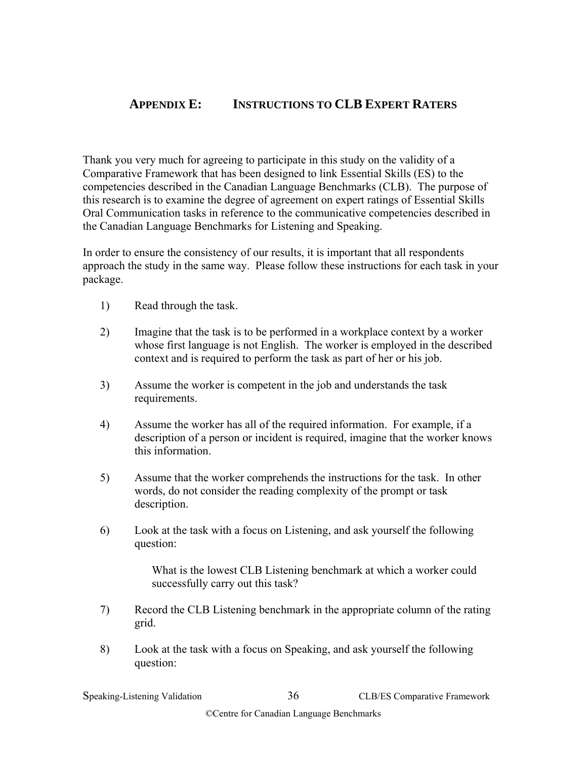## APPENDIX E: INSTRUCTIONS TO CLB EXPERT RATERS

Thank you very much for agreeing to participate in this study on the validity of a Comparative Framework that has been designed to link Essential Skills (ES) to the competencies described in the Canadian Language Benchmarks (CLB). The purpose of this research is to examine the degree of agreement on expert ratings of Essential Skills Oral Communication tasks in reference to the communicative competencies described in the Canadian Language Benchmarks for Listening and Speaking.

In order to ensure the consistency of our results, it is important that all respondents approach the study in the same way. Please follow these instructions for each task in your package.

1) Read through the task.

2) Imagine that the task is to be performed in a workplace context by a worker whose first language is not English. The worker is employed in the described context and is required to perform the task as part of her or his job.

3) Assume the worker is competent in the job and understands the task requirements.

4) Assume the worker has all of the required information. For example, if a description of a person or incident is required, imagine that the worker knows this information.

5) Assume that the worker comprehends the instructions for the task. In other words, do not consider the reading complexity of the prompt or task description.

6) Look at the task with a focus on Listening, and ask yourself the following question:

   What is the lowest CLB Listening benchmark at which a worker could successfully carry out this task?

7) Record the CLB Listening benchmark in the appropriate column of the rating grid.

8) Look at the task with a focus on Speaking, and ask yourself the following question: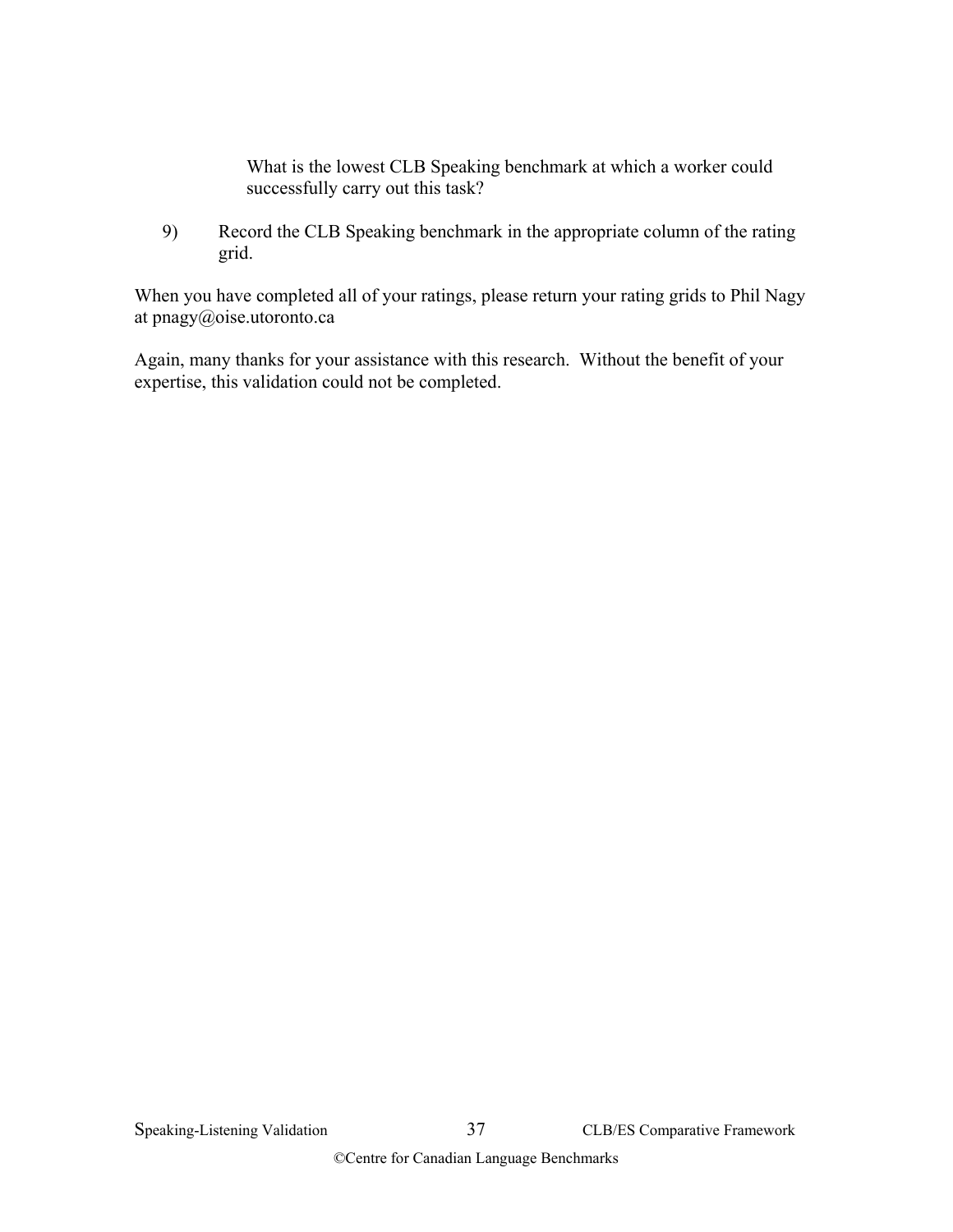What is the lowest CLB Speaking benchmark at which a worker could successfully carry out this task?

9) Record the CLB Speaking benchmark in the appropriate column of the rating grid.

When you have completed all of your ratings, please return your rating grids to Phil Nagy at pnagy@oise.utoronto.ca

Again, many thanks for your assistance with this research. Without the benefit of your expertise, this validation could not be completed.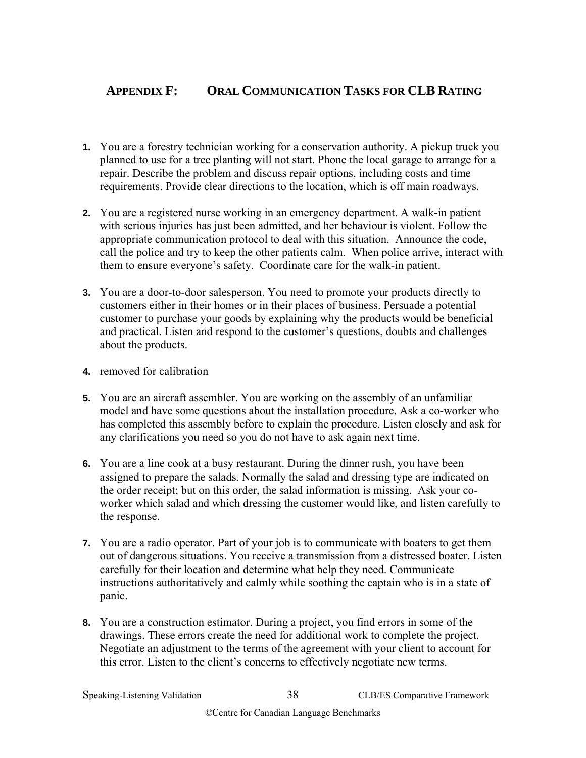## APPENDIX F: ORAL COMMUNICATION TASKS FOR CLB RATING

1. You are a forestry technician working for a conservation authority. A pickup truck you planned to use for a tree planting will not start. Phone the local garage to arrange for a repair. Describe the problem and discuss repair options, including costs and time requirements. Provide clear directions to the location, which is off main roadways.

2. You are a registered nurse working in an emergency department. A walk-in patient with serious injuries has just been admitted, and her behaviour is violent. Follow the appropriate communication protocol to deal with this situation. Announce the code, call the police and try to keep the other patients calm. When police arrive, interact with them to ensure everyone's safety. Coordinate care for the walk-in patient.

3. You are a door-to-door salesperson. You need to promote your products directly to customers either in their homes or in their places of business. Persuade a potential customer to purchase your goods by explaining why the products would be beneficial and practical. Listen and respond to the customer's questions, doubts and challenges about the products.

4. removed for calibration

5. You are an aircraft assembler. You are working on the assembly of an unfamiliar model and have some questions about the installation procedure. Ask a co-worker who has completed this assembly before to explain the procedure. Listen closely and ask for any clarifications you need so you do not have to ask again next time.

6. You are a line cook at a busy restaurant. During the dinner rush, you have been assigned to prepare the salads. Normally the salad and dressing type are indicated on the order receipt; but on this order, the salad information is missing. Ask your co-worker which salad and which dressing the customer would like, and listen carefully to the response.

7. You are a radio operator. Part of your job is to communicate with boaters to get them out of dangerous situations. You receive a transmission from a distressed boater. Listen carefully for their location and determine what help they need. Communicate instructions authoritatively and calmly while soothing the captain who is in a state of panic.

8. You are a construction estimator. During a project, you find errors in some of the drawings. These errors create the need for additional work to complete the project. Negotiate an adjustment to the terms of the agreement with your client to account for this error. Listen to the client's concerns to effectively negotiate new terms.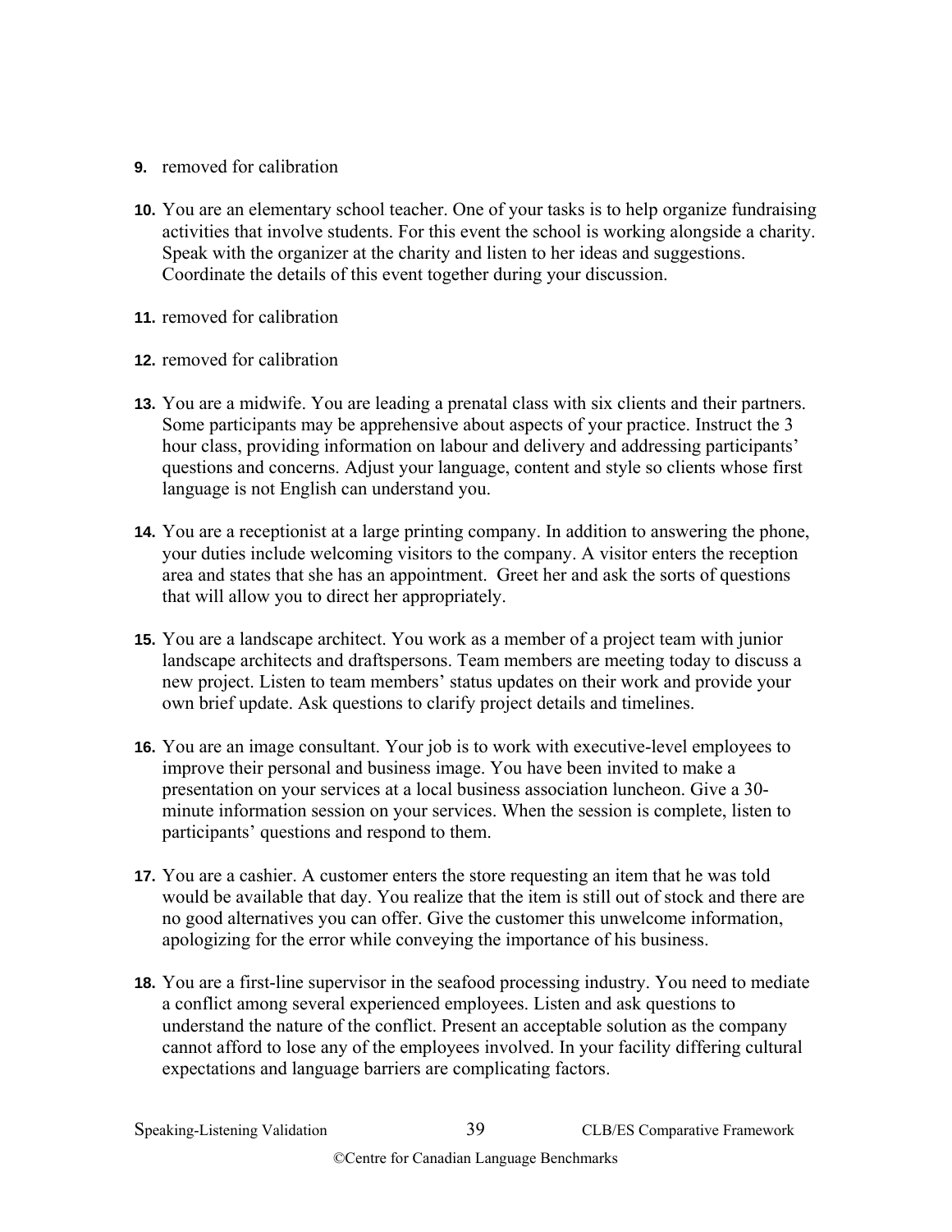9. removed for calibration

10. You are an elementary school teacher. One of your tasks is to help organize fundraising activities that involve students. For this event the school is working alongside a charity. Speak with the organizer at the charity and listen to her ideas and suggestions. Coordinate the details of this event together during your discussion.

11. removed for calibration

12. removed for calibration

13. You are a midwife. You are leading a prenatal class with six clients and their partners. Some participants may be apprehensive about aspects of your practice. Instruct the 3 hour class, providing information on labour and delivery and addressing participants' questions and concerns. Adjust your language, content and style so clients whose first language is not English can understand you.

14. You are a receptionist at a large printing company. In addition to answering the phone, your duties include welcoming visitors to the company. A visitor enters the reception area and states that she has an appointment. Greet her and ask the sorts of questions that will allow you to direct her appropriately.

15. You are a landscape architect. You work as a member of a project team with junior landscape architects and draftspersons. Team members are meeting today to discuss a new project. Listen to team members' status updates on their work and provide your own brief update. Ask questions to clarify project details and timelines.

16. You are an image consultant. Your job is to work with executive-level employees to improve their personal and business image. You have been invited to make a presentation on your services at a local business association luncheon. Give a 30-minute information session on your services. When the session is complete, listen to participants' questions and respond to them.

17. You are a cashier. A customer enters the store requesting an item that he was told would be available that day. You realize that the item is still out of stock and there are no good alternatives you can offer. Give the customer this unwelcome information, apologizing for the error while conveying the importance of his business.

18. You are a first-line supervisor in the seafood processing industry. You need to mediate a conflict among several experienced employees. Listen and ask questions to understand the nature of the conflict. Present an acceptable solution as the company cannot afford to lose any of the employees involved. In your facility differing cultural expectations and language barriers are complicating factors.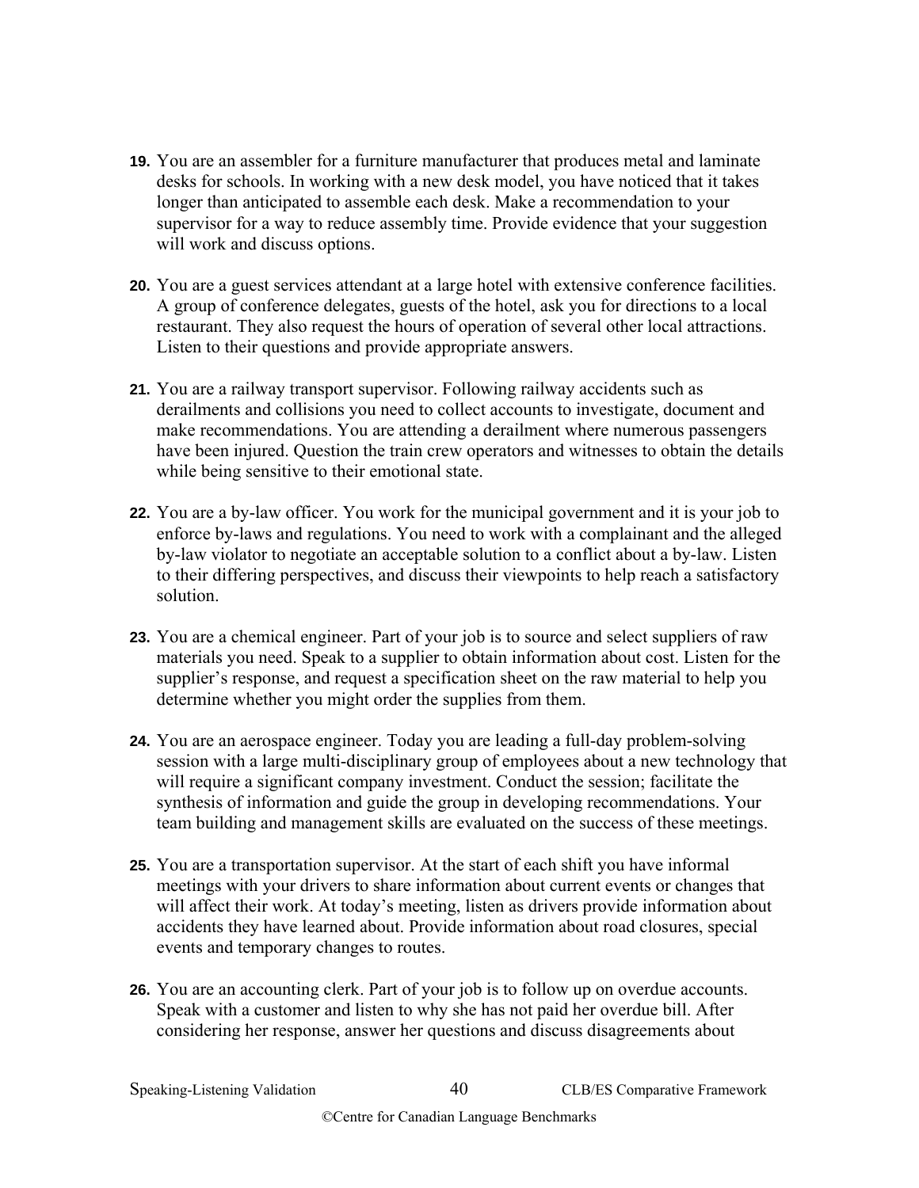19. You are an assembler for a furniture manufacturer that produces metal and laminate desks for schools. In working with a new desk model, you have noticed that it takes longer than anticipated to assemble each desk. Make a recommendation to your supervisor for a way to reduce assembly time. Provide evidence that your suggestion will work and discuss options.

20. You are a guest services attendant at a large hotel with extensive conference facilities. A group of conference delegates, guests of the hotel, ask you for directions to a local restaurant. They also request the hours of operation of several other local attractions. Listen to their questions and provide appropriate answers.

21. You are a railway transport supervisor. Following railway accidents such as derailments and collisions you need to collect accounts to investigate, document and make recommendations. You are attending a derailment where numerous passengers have been injured. Question the train crew operators and witnesses to obtain the details while being sensitive to their emotional state.

22. You are a by-law officer. You work for the municipal government and it is your job to enforce by-laws and regulations. You need to work with a complainant and the alleged by-law violator to negotiate an acceptable solution to a conflict about a by-law. Listen to their differing perspectives, and discuss their viewpoints to help reach a satisfactory solution.

23. You are a chemical engineer. Part of your job is to source and select suppliers of raw materials you need. Speak to a supplier to obtain information about cost. Listen for the supplier's response, and request a specification sheet on the raw material to help you determine whether you might order the supplies from them.

24. You are an aerospace engineer. Today you are leading a full-day problem-solving session with a large multi-disciplinary group of employees about a new technology that will require a significant company investment. Conduct the session; facilitate the synthesis of information and guide the group in developing recommendations. Your team building and management skills are evaluated on the success of these meetings.

25. You are a transportation supervisor. At the start of each shift you have informal meetings with your drivers to share information about current events or changes that will affect their work. At today's meeting, listen as drivers provide information about accidents they have learned about. Provide information about road closures, special events and temporary changes to routes.

26. You are an accounting clerk. Part of your job is to follow up on overdue accounts. Speak with a customer and listen to why she has not paid her overdue bill. After considering her response, answer her questions and discuss disagreements about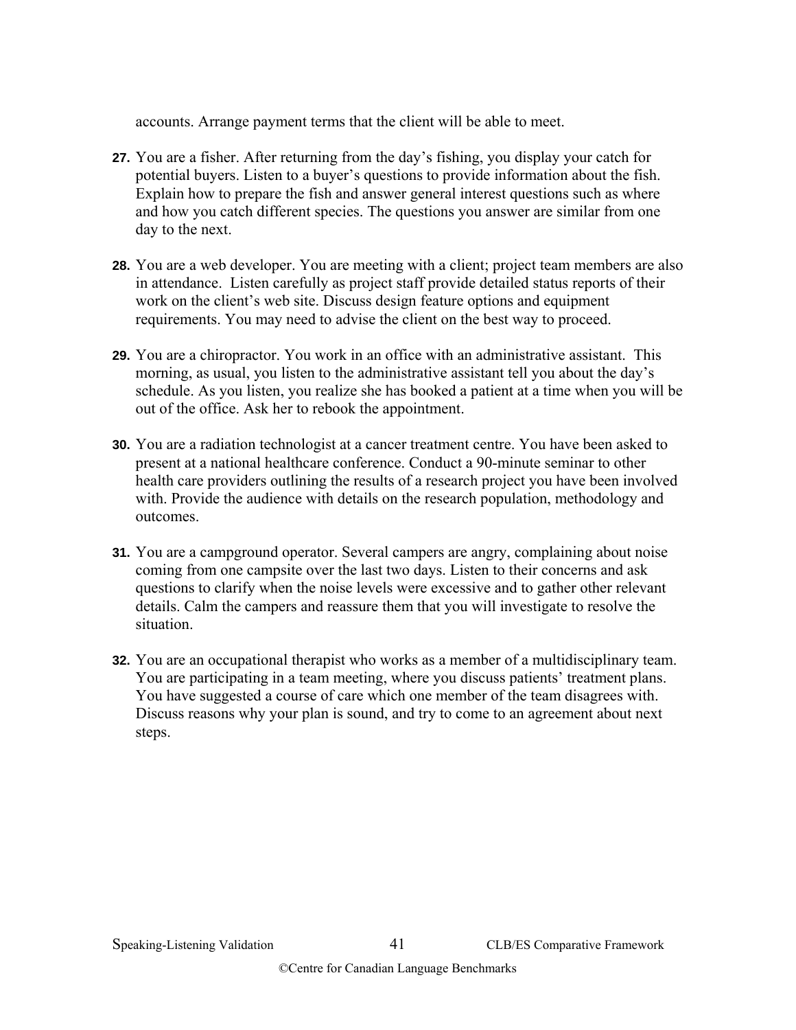accounts. Arrange payment terms that the client will be able to meet.

27. You are a fisher. After returning from the day's fishing, you display your catch for potential buyers. Listen to a buyer's questions to provide information about the fish. Explain how to prepare the fish and answer general interest questions such as where and how you catch different species. The questions you answer are similar from one day to the next.

28. You are a web developer. You are meeting with a client; project team members are also in attendance. Listen carefully as project staff provide detailed status reports of their work on the client's web site. Discuss design feature options and equipment requirements. You may need to advise the client on the best way to proceed.

29. You are a chiropractor. You work in an office with an administrative assistant. This morning, as usual, you listen to the administrative assistant tell you about the day's schedule. As you listen, you realize she has booked a patient at a time when you will be out of the office. Ask her to rebook the appointment.

30. You are a radiation technologist at a cancer treatment centre. You have been asked to present at a national healthcare conference. Conduct a 90-minute seminar to other health care providers outlining the results of a research project you have been involved with. Provide the audience with details on the research population, methodology and outcomes.

31. You are a campground operator. Several campers are angry, complaining about noise coming from one campsite over the last two days. Listen to their concerns and ask questions to clarify when the noise levels were excessive and to gather other relevant details. Calm the campers and reassure them that you will investigate to resolve the situation.

32. You are an occupational therapist who works as a member of a multidisciplinary team. You are participating in a team meeting, where you discuss patients' treatment plans. You have suggested a course of care which one member of the team disagrees with. Discuss reasons why your plan is sound, and try to come to an agreement about next steps.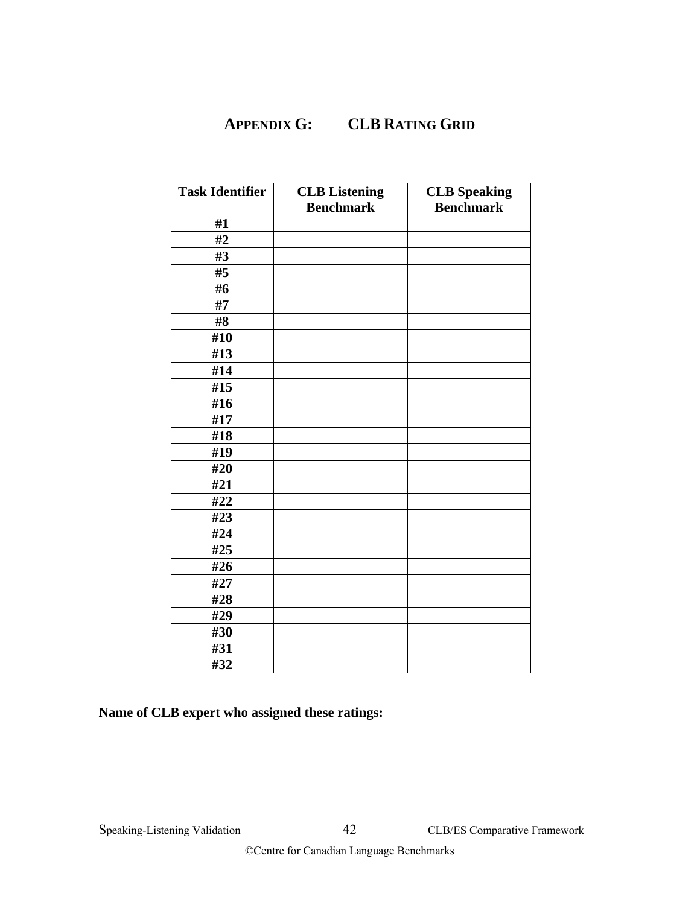# APPENDIX G: CLB RATING GRID

| Task Identifier | CLB Listening Benchmark | CLB Speaking Benchmark |
|---|---|---|
| #1 | | |
| #2 | | |
| #3 | | |
| #5 | | |
| #6 | | |
| #7 | | |
| #8 | | |
| #10 | | |
| #13 | | |
| #14 | | |
| #15 | | |
| #16 | | |
| #17 | | |
| #18 | | |
| #19 | | |
| #20 | | |
| #21 | | |
| #22 | | |
| #23 | | |
| #24 | | |
| #25 | | |
| #26 | | |
| #27 | | |
| #28 | | |
| #29 | | |
| #30 | | |
| #31 | | |
| #32 | | |

**Name of CLB expert who assigned these ratings:**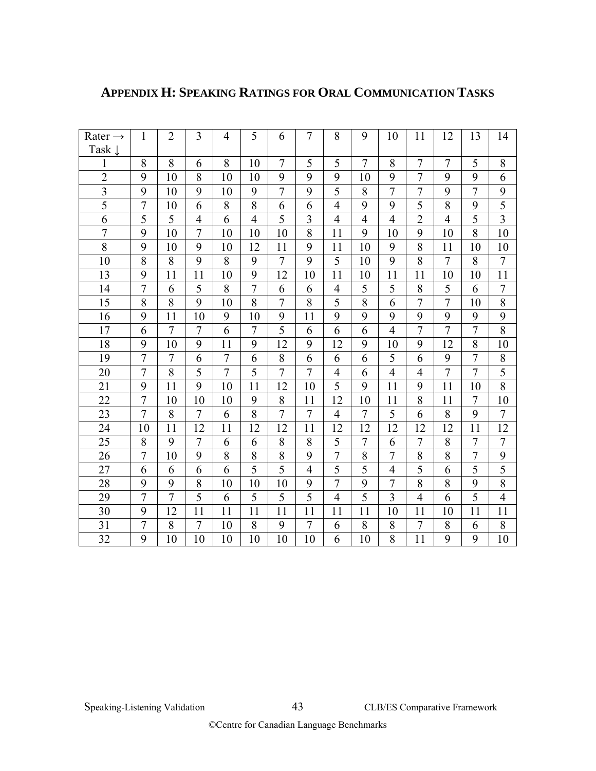## APPENDIX H: SPEAKING RATINGS FOR ORAL COMMUNICATION TASKS

| Rater → Task ↓ | 1 | 2 | 3 | 4 | 5 | 6 | 7 | 8 | 9 | 10 | 11 | 12 | 13 | 14 |
|---|---|---|---|---|---|---|---|---|---|---|---|---|---|---|
| 1 | 8 | 8 | 6 | 8 | 10 | 7 | 5 | 5 | 7 | 8 | 7 | 7 | 5 | 8 |
| 2 | 9 | 10 | 8 | 10 | 10 | 9 | 9 | 9 | 10 | 9 | 7 | 9 | 9 | 6 |
| 3 | 9 | 10 | 9 | 10 | 9 | 7 | 9 | 5 | 8 | 7 | 7 | 9 | 7 | 9 |
| 5 | 7 | 10 | 6 | 8 | 8 | 6 | 6 | 4 | 9 | 9 | 5 | 8 | 9 | 5 |
| 6 | 5 | 5 | 4 | 6 | 4 | 5 | 3 | 4 | 4 | 4 | 2 | 4 | 5 | 3 |
| 7 | 9 | 10 | 7 | 10 | 10 | 10 | 8 | 11 | 9 | 10 | 9 | 10 | 8 | 10 |
| 8 | 9 | 10 | 9 | 10 | 12 | 11 | 9 | 11 | 10 | 9 | 8 | 11 | 10 | 10 |
| 10 | 8 | 8 | 9 | 8 | 9 | 7 | 9 | 5 | 10 | 9 | 8 | 7 | 8 | 7 |
| 13 | 9 | 11 | 11 | 10 | 9 | 12 | 10 | 11 | 10 | 11 | 11 | 10 | 10 | 11 |
| 14 | 7 | 6 | 5 | 8 | 7 | 6 | 6 | 4 | 5 | 5 | 8 | 5 | 6 | 7 |
| 15 | 8 | 8 | 9 | 10 | 8 | 7 | 8 | 5 | 8 | 6 | 7 | 7 | 10 | 8 |
| 16 | 9 | 11 | 10 | 9 | 10 | 9 | 11 | 9 | 9 | 9 | 9 | 9 | 9 | 9 |
| 17 | 6 | 7 | 7 | 6 | 7 | 5 | 6 | 6 | 6 | 4 | 7 | 7 | 7 | 8 |
| 18 | 9 | 10 | 9 | 11 | 9 | 12 | 9 | 12 | 9 | 10 | 9 | 12 | 8 | 10 |
| 19 | 7 | 7 | 6 | 7 | 6 | 8 | 6 | 6 | 6 | 5 | 6 | 9 | 7 | 8 |
| 20 | 7 | 8 | 5 | 7 | 5 | 7 | 7 | 4 | 6 | 4 | 4 | 7 | 7 | 5 |
| 21 | 9 | 11 | 9 | 10 | 11 | 12 | 10 | 5 | 9 | 11 | 9 | 11 | 10 | 8 |
| 22 | 7 | 10 | 10 | 10 | 9 | 8 | 11 | 12 | 10 | 11 | 8 | 11 | 7 | 10 |
| 23 | 7 | 8 | 7 | 6 | 8 | 7 | 7 | 4 | 7 | 5 | 6 | 8 | 9 | 7 |
| 24 | 10 | 11 | 12 | 11 | 12 | 12 | 11 | 12 | 12 | 12 | 12 | 12 | 11 | 12 |
| 25 | 8 | 9 | 7 | 6 | 6 | 8 | 8 | 5 | 7 | 6 | 7 | 8 | 7 | 7 |
| 26 | 7 | 10 | 9 | 8 | 8 | 8 | 9 | 7 | 8 | 7 | 8 | 8 | 7 | 9 |
| 27 | 6 | 6 | 6 | 6 | 5 | 5 | 4 | 5 | 5 | 4 | 5 | 6 | 5 | 5 |
| 28 | 9 | 9 | 8 | 10 | 10 | 10 | 9 | 7 | 9 | 7 | 8 | 8 | 9 | 8 |
| 29 | 7 | 7 | 5 | 6 | 5 | 5 | 5 | 4 | 5 | 3 | 4 | 6 | 5 | 4 |
| 30 | 9 | 12 | 11 | 11 | 11 | 11 | 11 | 11 | 11 | 10 | 11 | 10 | 11 | 11 |
| 31 | 7 | 8 | 7 | 10 | 8 | 9 | 7 | 6 | 8 | 8 | 7 | 8 | 6 | 8 |
| 32 | 9 | 10 | 10 | 10 | 10 | 10 | 10 | 6 | 10 | 8 | 11 | 9 | 9 | 10 |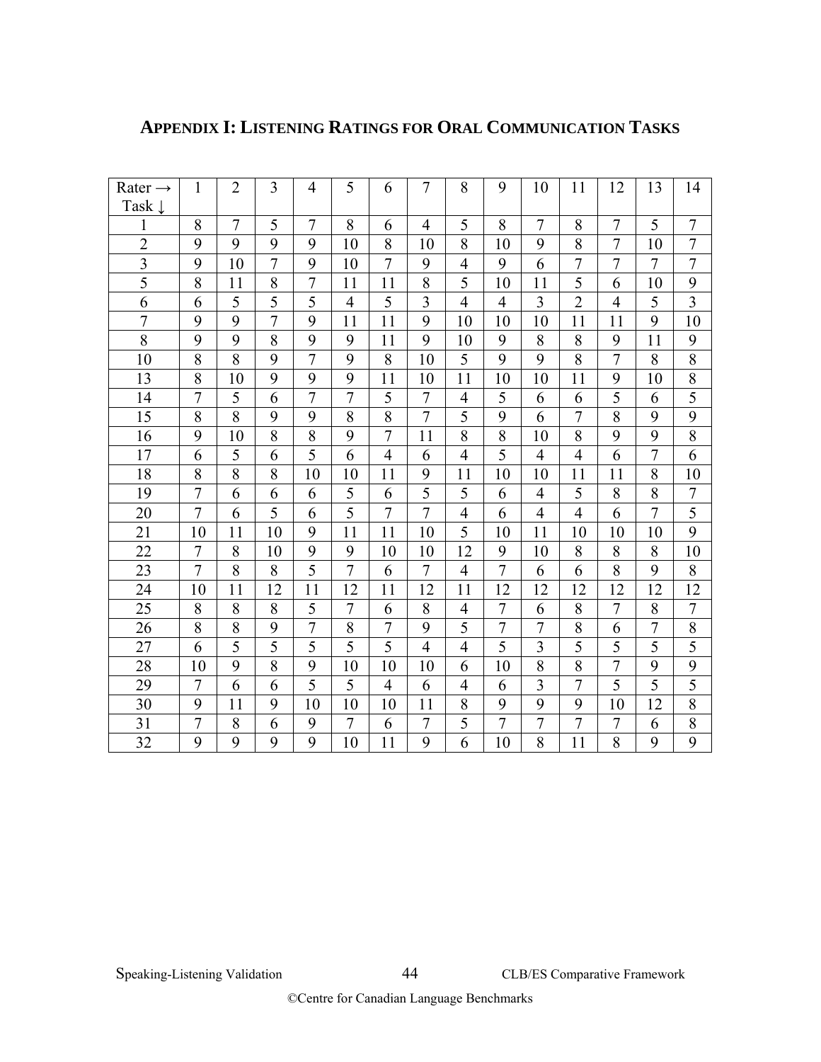## APPENDIX I: LISTENING RATINGS FOR ORAL COMMUNICATION TASKS

| Rater → Task ↓ | 1 | 2 | 3 | 4 | 5 | 6 | 7 | 8 | 9 | 10 | 11 | 12 | 13 | 14 |
|---|---|---|---|---|---|---|---|---|---|---|---|---|---|---|
| 1 | 8 | 7 | 5 | 7 | 8 | 6 | 4 | 5 | 8 | 7 | 8 | 7 | 5 | 7 |
| 2 | 9 | 9 | 9 | 9 | 10 | 8 | 10 | 8 | 10 | 9 | 8 | 7 | 10 | 7 |
| 3 | 9 | 10 | 7 | 9 | 10 | 7 | 9 | 4 | 9 | 6 | 7 | 7 | 7 | 7 |
| 5 | 8 | 11 | 8 | 7 | 11 | 11 | 8 | 5 | 10 | 11 | 5 | 6 | 10 | 9 |
| 6 | 6 | 5 | 5 | 5 | 4 | 5 | 3 | 4 | 4 | 3 | 2 | 4 | 5 | 3 |
| 7 | 9 | 9 | 7 | 9 | 11 | 11 | 9 | 10 | 10 | 10 | 11 | 11 | 9 | 10 |
| 8 | 9 | 9 | 8 | 9 | 9 | 11 | 9 | 10 | 9 | 8 | 8 | 9 | 11 | 9 |
| 10 | 8 | 8 | 9 | 7 | 9 | 8 | 10 | 5 | 9 | 9 | 8 | 7 | 8 | 8 |
| 13 | 8 | 10 | 9 | 9 | 9 | 11 | 10 | 11 | 10 | 10 | 11 | 9 | 10 | 8 |
| 14 | 7 | 5 | 6 | 7 | 7 | 5 | 7 | 4 | 5 | 6 | 6 | 5 | 6 | 5 |
| 15 | 8 | 8 | 9 | 9 | 8 | 8 | 7 | 5 | 9 | 6 | 7 | 8 | 9 | 9 |
| 16 | 9 | 10 | 8 | 8 | 9 | 7 | 11 | 8 | 8 | 10 | 8 | 9 | 9 | 8 |
| 17 | 6 | 5 | 6 | 5 | 6 | 4 | 6 | 4 | 5 | 4 | 4 | 6 | 7 | 6 |
| 18 | 8 | 8 | 8 | 10 | 10 | 11 | 9 | 11 | 10 | 10 | 11 | 11 | 8 | 10 |
| 19 | 7 | 6 | 6 | 6 | 5 | 6 | 5 | 5 | 6 | 4 | 5 | 8 | 8 | 7 |
| 20 | 7 | 6 | 5 | 6 | 5 | 7 | 7 | 4 | 6 | 4 | 4 | 6 | 7 | 5 |
| 21 | 10 | 11 | 10 | 9 | 11 | 11 | 10 | 5 | 10 | 11 | 10 | 10 | 10 | 9 |
| 22 | 7 | 8 | 10 | 9 | 9 | 10 | 10 | 12 | 9 | 10 | 8 | 8 | 8 | 10 |
| 23 | 7 | 8 | 8 | 5 | 7 | 6 | 7 | 4 | 7 | 6 | 6 | 8 | 9 | 8 |
| 24 | 10 | 11 | 12 | 11 | 12 | 11 | 12 | 11 | 12 | 12 | 12 | 12 | 12 | 12 |
| 25 | 8 | 8 | 8 | 5 | 7 | 6 | 8 | 4 | 7 | 6 | 8 | 7 | 8 | 7 |
| 26 | 8 | 8 | 9 | 7 | 8 | 7 | 9 | 5 | 7 | 7 | 8 | 6 | 7 | 8 |
| 27 | 6 | 5 | 5 | 5 | 5 | 5 | 4 | 4 | 5 | 3 | 5 | 5 | 5 | 5 |
| 28 | 10 | 9 | 8 | 9 | 10 | 10 | 10 | 6 | 10 | 8 | 8 | 7 | 9 | 9 |
| 29 | 7 | 6 | 6 | 5 | 5 | 4 | 6 | 4 | 6 | 3 | 7 | 5 | 5 | 5 |
| 30 | 9 | 11 | 9 | 10 | 10 | 10 | 11 | 8 | 9 | 9 | 9 | 10 | 12 | 8 |
| 31 | 7 | 8 | 6 | 9 | 7 | 6 | 7 | 5 | 7 | 7 | 7 | 7 | 6 | 8 |
| 32 | 9 | 9 | 9 | 9 | 10 | 11 | 9 | 6 | 10 | 8 | 11 | 8 | 9 | 9 |

©Centre for Canadian Language Benchmarks